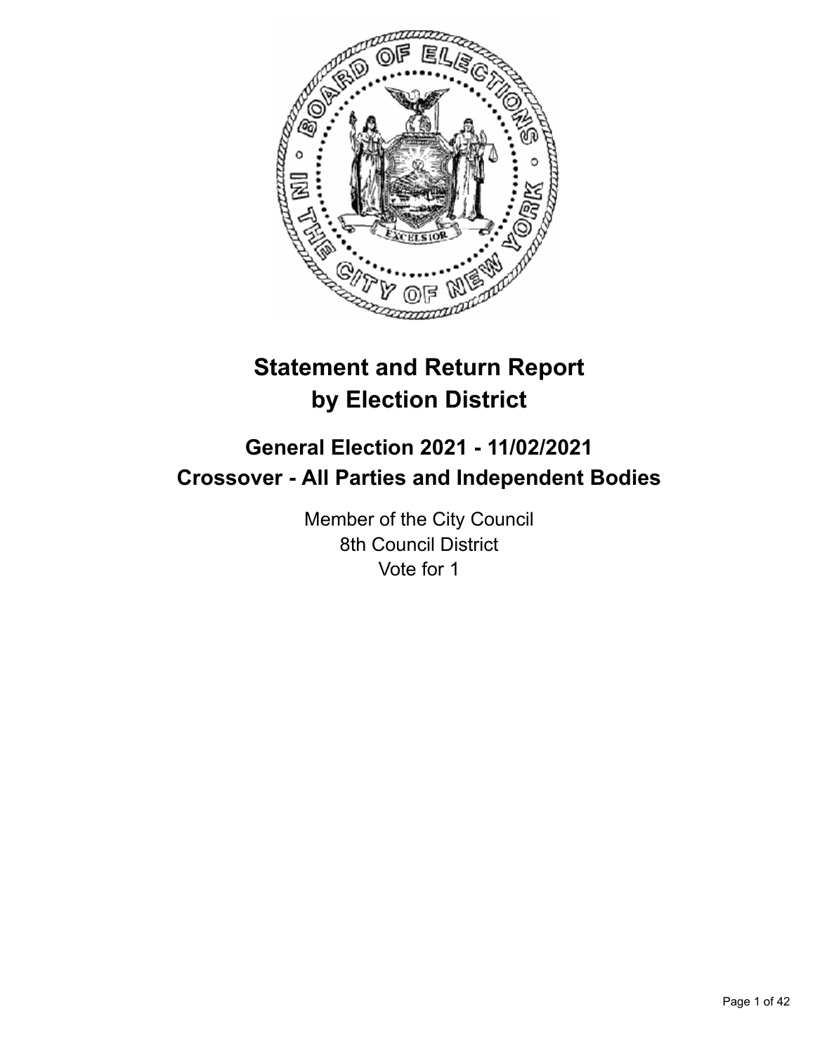# Statement and Return Report by Election District

## General Election 2021 - 11/02/2021
## Crossover - All Parties and Independent Bodies

Member of the City Council
8th Council District
Vote for 1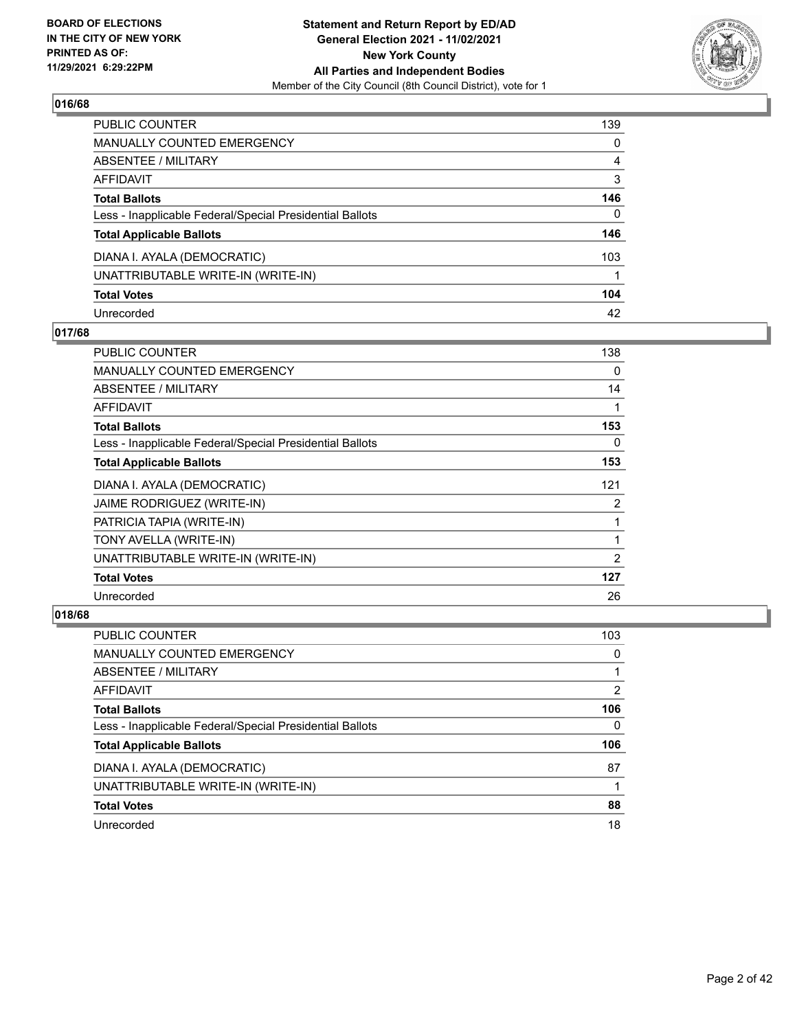## 016/68

| | |
|---|---|
| PUBLIC COUNTER | 139 |
| MANUALLY COUNTED EMERGENCY | 0 |
| ABSENTEE / MILITARY | 4 |
| AFFIDAVIT | 3 |
| **Total Ballots** | **146** |
| Less - Inapplicable Federal/Special Presidential Ballots | 0 |
| **Total Applicable Ballots** | **146** |
| DIANA I. AYALA (DEMOCRATIC) | 103 |
| UNATTRIBUTABLE WRITE-IN (WRITE-IN) | 1 |
| **Total Votes** | **104** |
| Unrecorded | 42 |

## 017/68

| | |
|---|---|
| PUBLIC COUNTER | 138 |
| MANUALLY COUNTED EMERGENCY | 0 |
| ABSENTEE / MILITARY | 14 |
| AFFIDAVIT | 1 |
| **Total Ballots** | **153** |
| Less - Inapplicable Federal/Special Presidential Ballots | 0 |
| **Total Applicable Ballots** | **153** |
| DIANA I. AYALA (DEMOCRATIC) | 121 |
| JAIME RODRIGUEZ (WRITE-IN) | 2 |
| PATRICIA TAPIA (WRITE-IN) | 1 |
| TONY AVELLA (WRITE-IN) | 1 |
| UNATTRIBUTABLE WRITE-IN (WRITE-IN) | 2 |
| **Total Votes** | **127** |
| Unrecorded | 26 |

## 018/68

| | |
|---|---|
| PUBLIC COUNTER | 103 |
| MANUALLY COUNTED EMERGENCY | 0 |
| ABSENTEE / MILITARY | 1 |
| AFFIDAVIT | 2 |
| **Total Ballots** | **106** |
| Less - Inapplicable Federal/Special Presidential Ballots | 0 |
| **Total Applicable Ballots** | **106** |
| DIANA I. AYALA (DEMOCRATIC) | 87 |
| UNATTRIBUTABLE WRITE-IN (WRITE-IN) | 1 |
| **Total Votes** | **88** |
| Unrecorded | 18 |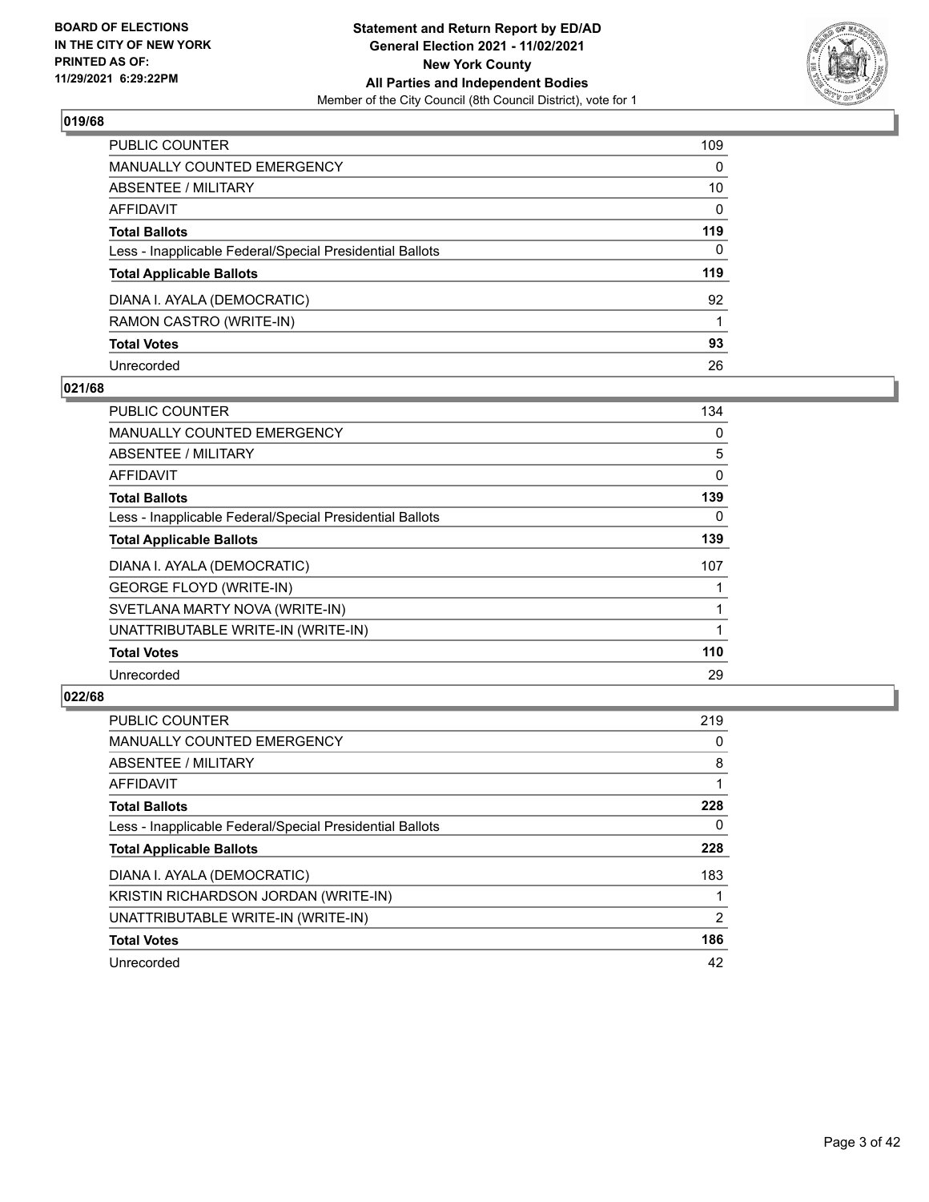## 019/68

| | |
|---|---|
| PUBLIC COUNTER | 109 |
| MANUALLY COUNTED EMERGENCY | 0 |
| ABSENTEE / MILITARY | 10 |
| AFFIDAVIT | 0 |
| **Total Ballots** | **119** |
| Less - Inapplicable Federal/Special Presidential Ballots | 0 |
| **Total Applicable Ballots** | **119** |
| DIANA I. AYALA (DEMOCRATIC) | 92 |
| RAMON CASTRO (WRITE-IN) | 1 |
| **Total Votes** | **93** |
| Unrecorded | 26 |

## 021/68

| | |
|---|---|
| PUBLIC COUNTER | 134 |
| MANUALLY COUNTED EMERGENCY | 0 |
| ABSENTEE / MILITARY | 5 |
| AFFIDAVIT | 0 |
| **Total Ballots** | **139** |
| Less - Inapplicable Federal/Special Presidential Ballots | 0 |
| **Total Applicable Ballots** | **139** |
| DIANA I. AYALA (DEMOCRATIC) | 107 |
| GEORGE FLOYD (WRITE-IN) | 1 |
| SVETLANA MARTY NOVA (WRITE-IN) | 1 |
| UNATTRIBUTABLE WRITE-IN (WRITE-IN) | 1 |
| **Total Votes** | **110** |
| Unrecorded | 29 |

## 022/68

| | |
|---|---|
| PUBLIC COUNTER | 219 |
| MANUALLY COUNTED EMERGENCY | 0 |
| ABSENTEE / MILITARY | 8 |
| AFFIDAVIT | 1 |
| **Total Ballots** | **228** |
| Less - Inapplicable Federal/Special Presidential Ballots | 0 |
| **Total Applicable Ballots** | **228** |
| DIANA I. AYALA (DEMOCRATIC) | 183 |
| KRISTIN RICHARDSON JORDAN (WRITE-IN) | 1 |
| UNATTRIBUTABLE WRITE-IN (WRITE-IN) | 2 |
| **Total Votes** | **186** |
| Unrecorded | 42 |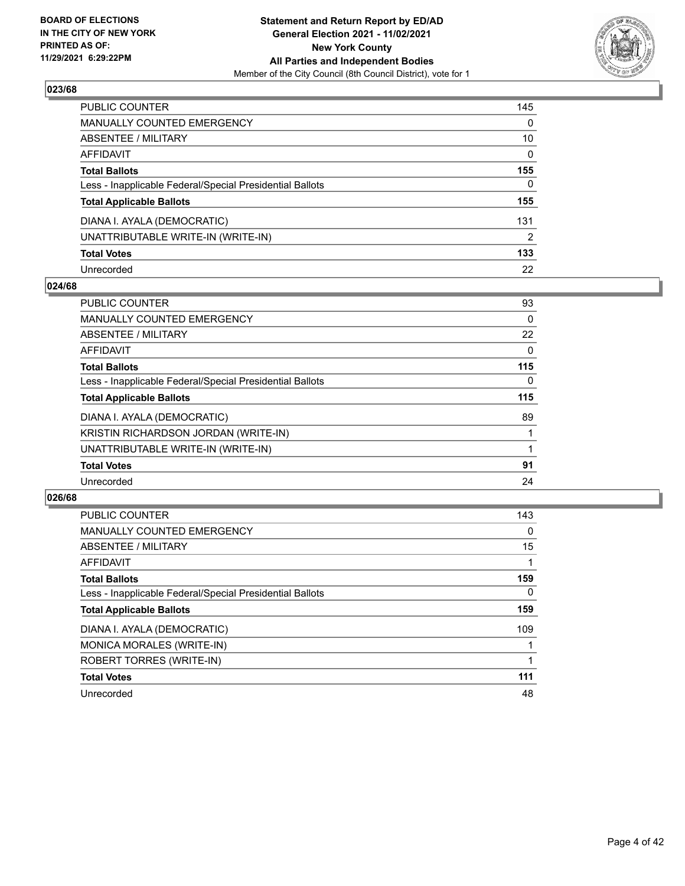**BOARD OF ELECTIONS IN THE CITY OF NEW YORK PRINTED AS OF: 11/29/2021 6:29:22PM**

**Statement and Return Report by ED/AD**
**General Election 2021 - 11/02/2021**
**New York County**
**All Parties and Independent Bodies**
Member of the City Council (8th Council District), vote for 1

### 023/68

| | |
|---|---|
| PUBLIC COUNTER | 145 |
| MANUALLY COUNTED EMERGENCY | 0 |
| ABSENTEE / MILITARY | 10 |
| AFFIDAVIT | 0 |
| **Total Ballots** | **155** |
| Less - Inapplicable Federal/Special Presidential Ballots | 0 |
| **Total Applicable Ballots** | **155** |
| DIANA I. AYALA (DEMOCRATIC) | 131 |
| UNATTRIBUTABLE WRITE-IN (WRITE-IN) | 2 |
| **Total Votes** | **133** |
| Unrecorded | 22 |

### 024/68

| | |
|---|---|
| PUBLIC COUNTER | 93 |
| MANUALLY COUNTED EMERGENCY | 0 |
| ABSENTEE / MILITARY | 22 |
| AFFIDAVIT | 0 |
| **Total Ballots** | **115** |
| Less - Inapplicable Federal/Special Presidential Ballots | 0 |
| **Total Applicable Ballots** | **115** |
| DIANA I. AYALA (DEMOCRATIC) | 89 |
| KRISTIN RICHARDSON JORDAN (WRITE-IN) | 1 |
| UNATTRIBUTABLE WRITE-IN (WRITE-IN) | 1 |
| **Total Votes** | **91** |
| Unrecorded | 24 |

### 026/68

| | |
|---|---|
| PUBLIC COUNTER | 143 |
| MANUALLY COUNTED EMERGENCY | 0 |
| ABSENTEE / MILITARY | 15 |
| AFFIDAVIT | 1 |
| **Total Ballots** | **159** |
| Less - Inapplicable Federal/Special Presidential Ballots | 0 |
| **Total Applicable Ballots** | **159** |
| DIANA I. AYALA (DEMOCRATIC) | 109 |
| MONICA MORALES (WRITE-IN) | 1 |
| ROBERT TORRES (WRITE-IN) | 1 |
| **Total Votes** | **111** |
| Unrecorded | 48 |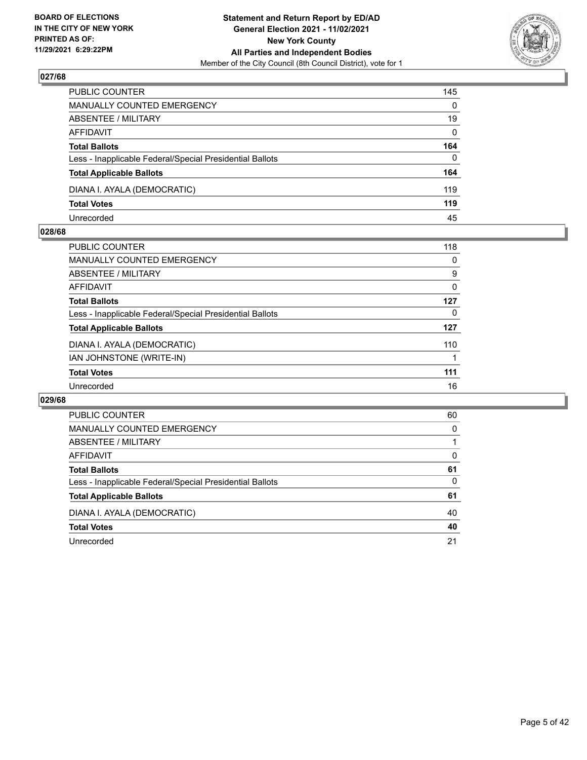## 027/68

| | |
|---|---|
| PUBLIC COUNTER | 145 |
| MANUALLY COUNTED EMERGENCY | 0 |
| ABSENTEE / MILITARY | 19 |
| AFFIDAVIT | 0 |
| **Total Ballots** | **164** |
| Less - Inapplicable Federal/Special Presidential Ballots | 0 |
| **Total Applicable Ballots** | **164** |
| DIANA I. AYALA (DEMOCRATIC) | 119 |
| **Total Votes** | **119** |
| Unrecorded | 45 |

## 028/68

| | |
|---|---|
| PUBLIC COUNTER | 118 |
| MANUALLY COUNTED EMERGENCY | 0 |
| ABSENTEE / MILITARY | 9 |
| AFFIDAVIT | 0 |
| **Total Ballots** | **127** |
| Less - Inapplicable Federal/Special Presidential Ballots | 0 |
| **Total Applicable Ballots** | **127** |
| DIANA I. AYALA (DEMOCRATIC) | 110 |
| IAN JOHNSTONE (WRITE-IN) | 1 |
| **Total Votes** | **111** |
| Unrecorded | 16 |

## 029/68

| | |
|---|---|
| PUBLIC COUNTER | 60 |
| MANUALLY COUNTED EMERGENCY | 0 |
| ABSENTEE / MILITARY | 1 |
| AFFIDAVIT | 0 |
| **Total Ballots** | **61** |
| Less - Inapplicable Federal/Special Presidential Ballots | 0 |
| **Total Applicable Ballots** | **61** |
| DIANA I. AYALA (DEMOCRATIC) | 40 |
| **Total Votes** | **40** |
| Unrecorded | 21 |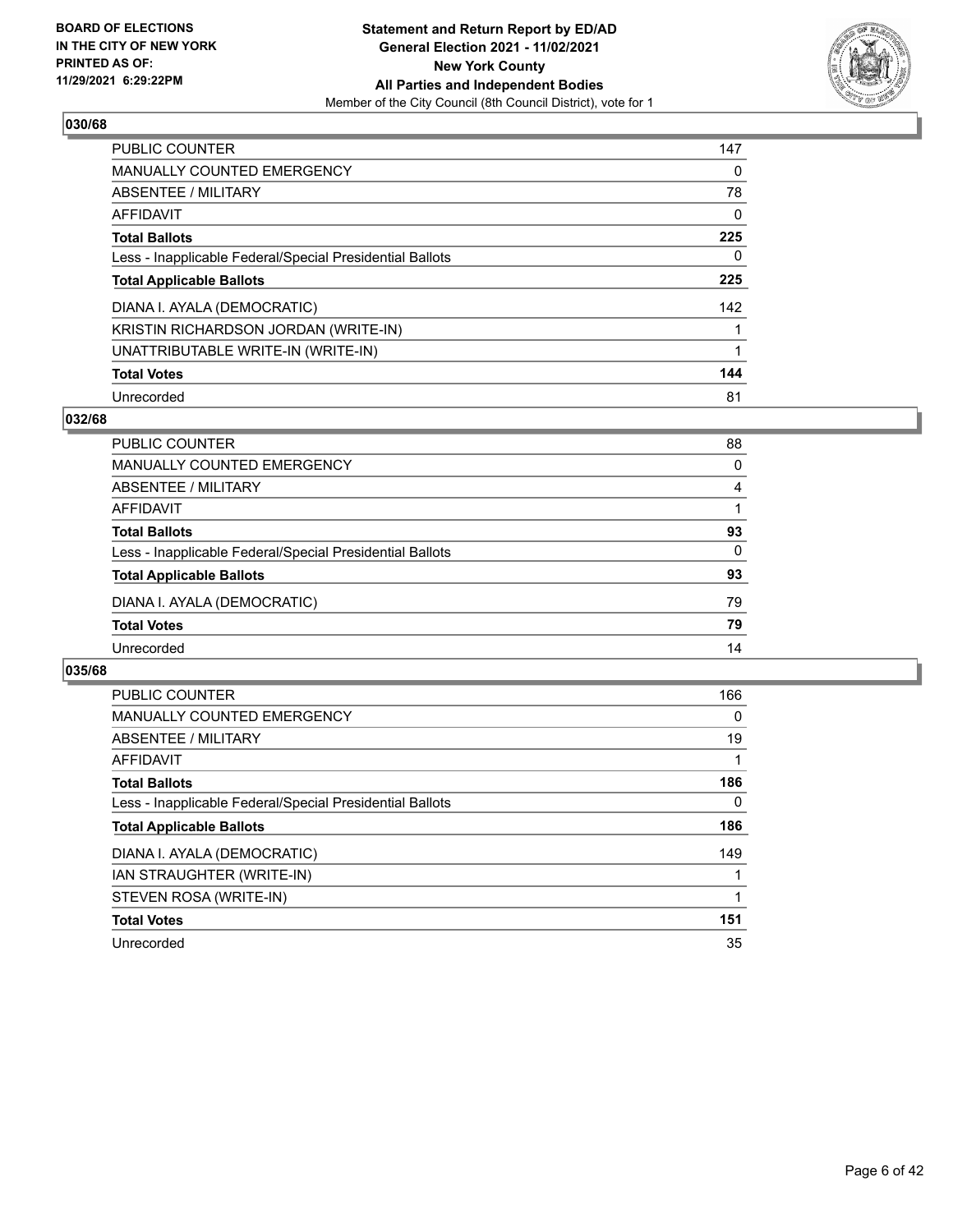## 030/68

| | |
|---|---|
| PUBLIC COUNTER | 147 |
| MANUALLY COUNTED EMERGENCY | 0 |
| ABSENTEE / MILITARY | 78 |
| AFFIDAVIT | 0 |
| **Total Ballots** | **225** |
| Less - Inapplicable Federal/Special Presidential Ballots | 0 |
| **Total Applicable Ballots** | **225** |
| DIANA I. AYALA (DEMOCRATIC) | 142 |
| KRISTIN RICHARDSON JORDAN (WRITE-IN) | 1 |
| UNATTRIBUTABLE WRITE-IN (WRITE-IN) | 1 |
| **Total Votes** | **144** |
| Unrecorded | 81 |

## 032/68

| | |
|---|---|
| PUBLIC COUNTER | 88 |
| MANUALLY COUNTED EMERGENCY | 0 |
| ABSENTEE / MILITARY | 4 |
| AFFIDAVIT | 1 |
| **Total Ballots** | **93** |
| Less - Inapplicable Federal/Special Presidential Ballots | 0 |
| **Total Applicable Ballots** | **93** |
| DIANA I. AYALA (DEMOCRATIC) | 79 |
| **Total Votes** | **79** |
| Unrecorded | 14 |

## 035/68

| | |
|---|---|
| PUBLIC COUNTER | 166 |
| MANUALLY COUNTED EMERGENCY | 0 |
| ABSENTEE / MILITARY | 19 |
| AFFIDAVIT | 1 |
| **Total Ballots** | **186** |
| Less - Inapplicable Federal/Special Presidential Ballots | 0 |
| **Total Applicable Ballots** | **186** |
| DIANA I. AYALA (DEMOCRATIC) | 149 |
| IAN STRAUGHTER (WRITE-IN) | 1 |
| STEVEN ROSA (WRITE-IN) | 1 |
| **Total Votes** | **151** |
| Unrecorded | 35 |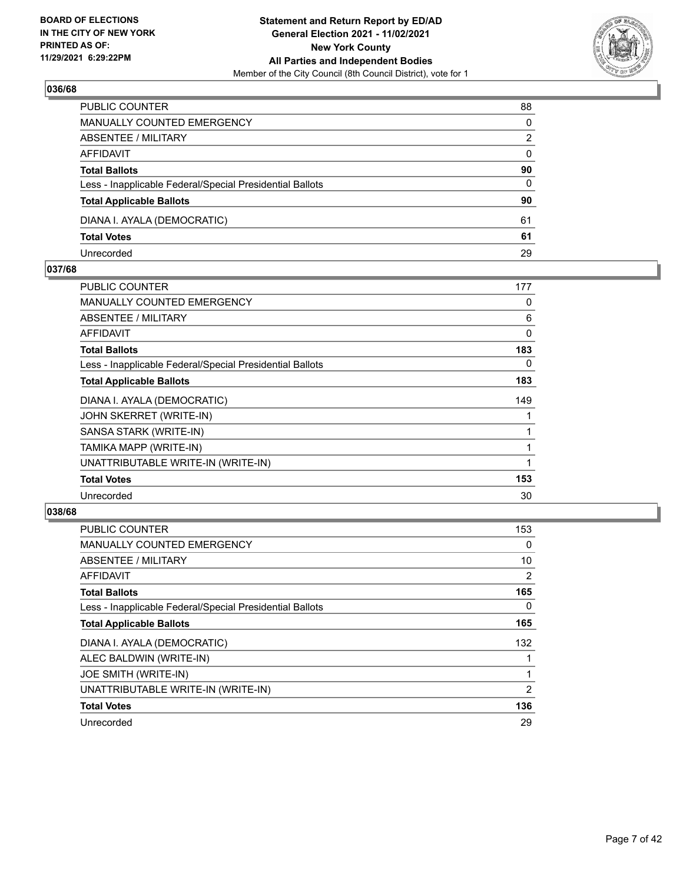### 036/68

| | |
|---|---|
| PUBLIC COUNTER | 88 |
| MANUALLY COUNTED EMERGENCY | 0 |
| ABSENTEE / MILITARY | 2 |
| AFFIDAVIT | 0 |
| **Total Ballots** | **90** |
| Less - Inapplicable Federal/Special Presidential Ballots | 0 |
| **Total Applicable Ballots** | **90** |
| DIANA I. AYALA (DEMOCRATIC) | 61 |
| **Total Votes** | **61** |
| Unrecorded | 29 |

### 037/68

| | |
|---|---|
| PUBLIC COUNTER | 177 |
| MANUALLY COUNTED EMERGENCY | 0 |
| ABSENTEE / MILITARY | 6 |
| AFFIDAVIT | 0 |
| **Total Ballots** | **183** |
| Less - Inapplicable Federal/Special Presidential Ballots | 0 |
| **Total Applicable Ballots** | **183** |
| DIANA I. AYALA (DEMOCRATIC) | 149 |
| JOHN SKERRET (WRITE-IN) | 1 |
| SANSA STARK (WRITE-IN) | 1 |
| TAMIKA MAPP (WRITE-IN) | 1 |
| UNATTRIBUTABLE WRITE-IN (WRITE-IN) | 1 |
| **Total Votes** | **153** |
| Unrecorded | 30 |

### 038/68

| | |
|---|---|
| PUBLIC COUNTER | 153 |
| MANUALLY COUNTED EMERGENCY | 0 |
| ABSENTEE / MILITARY | 10 |
| AFFIDAVIT | 2 |
| **Total Ballots** | **165** |
| Less - Inapplicable Federal/Special Presidential Ballots | 0 |
| **Total Applicable Ballots** | **165** |
| DIANA I. AYALA (DEMOCRATIC) | 132 |
| ALEC BALDWIN (WRITE-IN) | 1 |
| JOE SMITH (WRITE-IN) | 1 |
| UNATTRIBUTABLE WRITE-IN (WRITE-IN) | 2 |
| **Total Votes** | **136** |
| Unrecorded | 29 |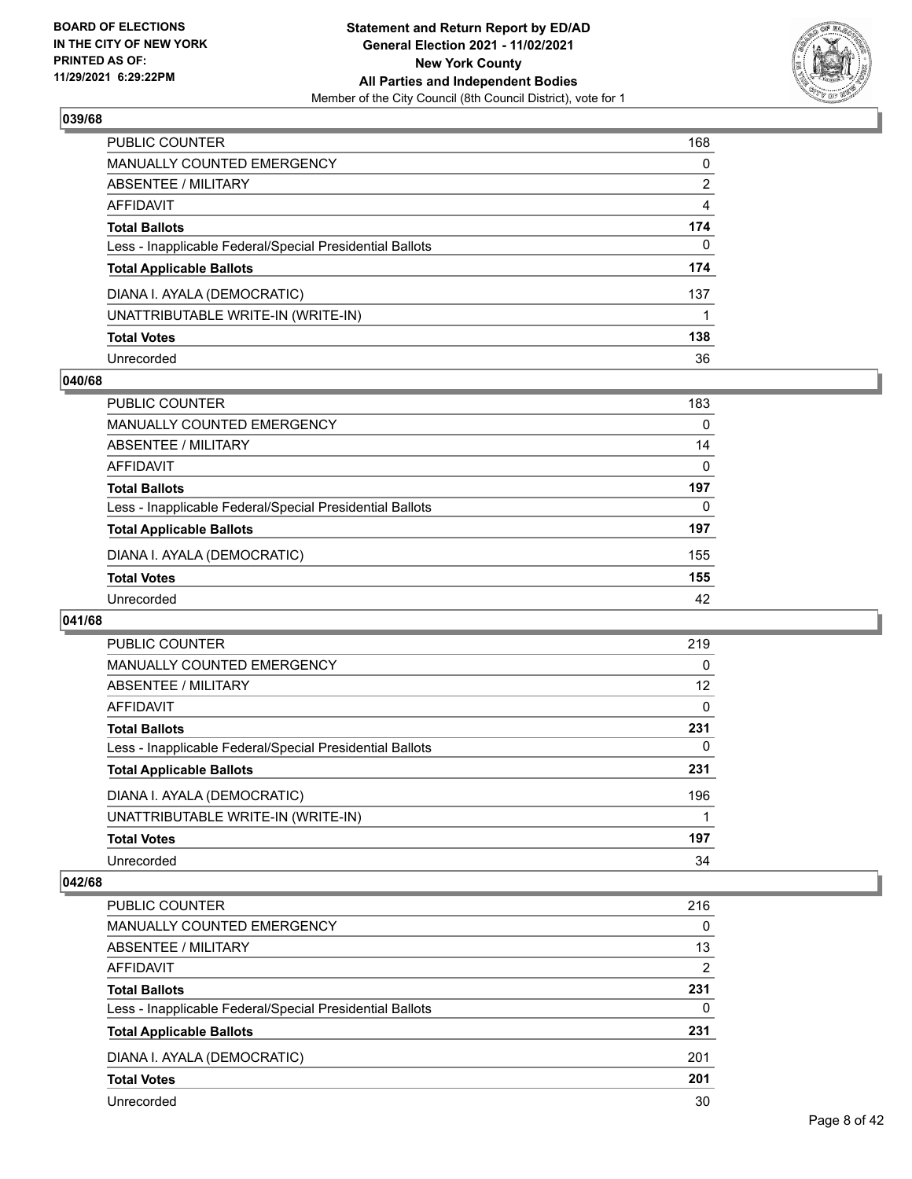### 039/68

| | |
|---|---|
| PUBLIC COUNTER | 168 |
| MANUALLY COUNTED EMERGENCY | 0 |
| ABSENTEE / MILITARY | 2 |
| AFFIDAVIT | 4 |
| **Total Ballots** | **174** |
| Less - Inapplicable Federal/Special Presidential Ballots | 0 |
| **Total Applicable Ballots** | **174** |
| DIANA I. AYALA (DEMOCRATIC) | 137 |
| UNATTRIBUTABLE WRITE-IN (WRITE-IN) | 1 |
| **Total Votes** | **138** |
| Unrecorded | 36 |

### 040/68

| | |
|---|---|
| PUBLIC COUNTER | 183 |
| MANUALLY COUNTED EMERGENCY | 0 |
| ABSENTEE / MILITARY | 14 |
| AFFIDAVIT | 0 |
| **Total Ballots** | **197** |
| Less - Inapplicable Federal/Special Presidential Ballots | 0 |
| **Total Applicable Ballots** | **197** |
| DIANA I. AYALA (DEMOCRATIC) | 155 |
| **Total Votes** | **155** |
| Unrecorded | 42 |

### 041/68

| | |
|---|---|
| PUBLIC COUNTER | 219 |
| MANUALLY COUNTED EMERGENCY | 0 |
| ABSENTEE / MILITARY | 12 |
| AFFIDAVIT | 0 |
| **Total Ballots** | **231** |
| Less - Inapplicable Federal/Special Presidential Ballots | 0 |
| **Total Applicable Ballots** | **231** |
| DIANA I. AYALA (DEMOCRATIC) | 196 |
| UNATTRIBUTABLE WRITE-IN (WRITE-IN) | 1 |
| **Total Votes** | **197** |
| Unrecorded | 34 |

### 042/68

| | |
|---|---|
| PUBLIC COUNTER | 216 |
| MANUALLY COUNTED EMERGENCY | 0 |
| ABSENTEE / MILITARY | 13 |
| AFFIDAVIT | 2 |
| **Total Ballots** | **231** |
| Less - Inapplicable Federal/Special Presidential Ballots | 0 |
| **Total Applicable Ballots** | **231** |
| DIANA I. AYALA (DEMOCRATIC) | 201 |
| **Total Votes** | **201** |
| Unrecorded | 30 |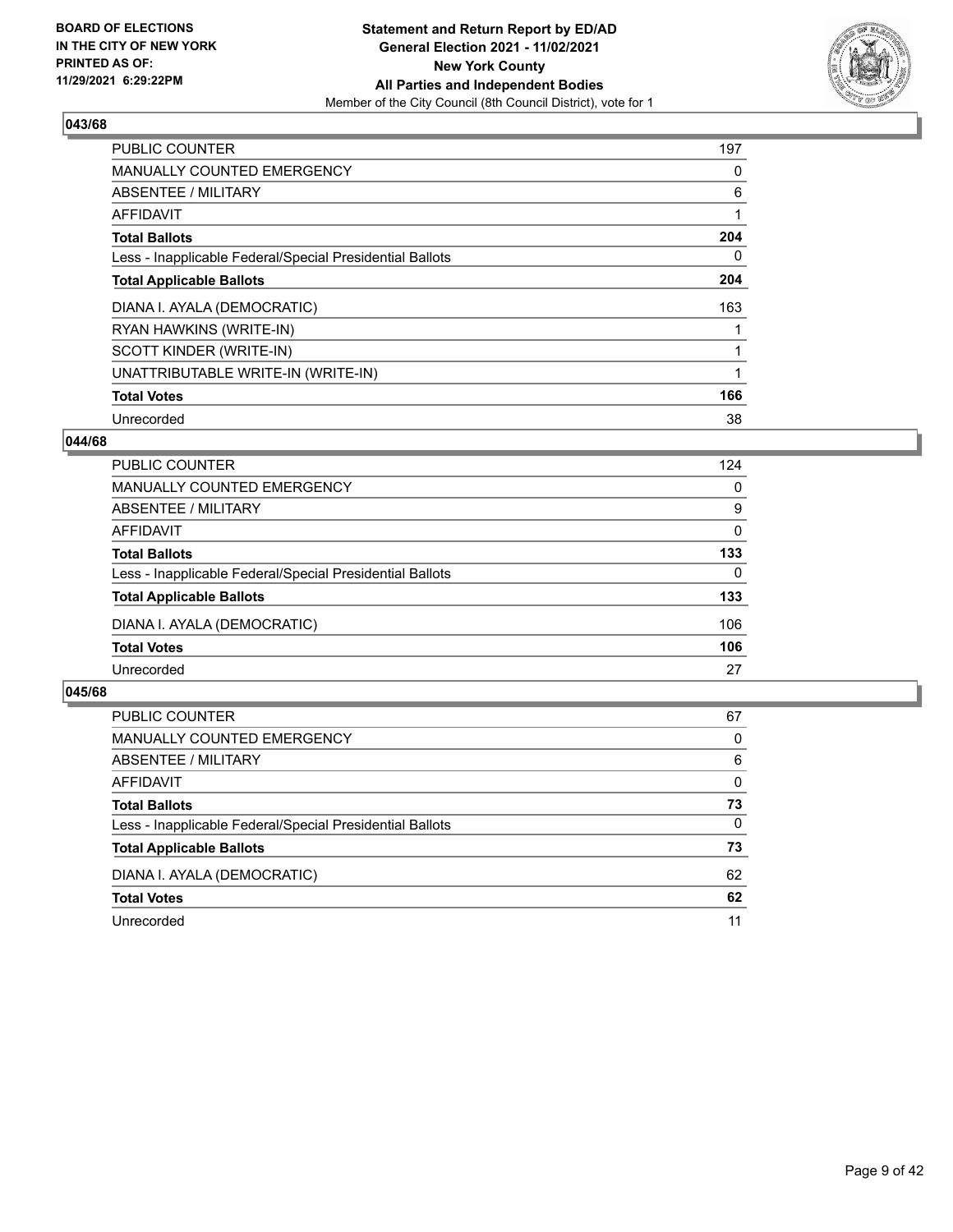## 043/68

| | |
|---|---|
| PUBLIC COUNTER | 197 |
| MANUALLY COUNTED EMERGENCY | 0 |
| ABSENTEE / MILITARY | 6 |
| AFFIDAVIT | 1 |
| **Total Ballots** | **204** |
| Less - Inapplicable Federal/Special Presidential Ballots | 0 |
| **Total Applicable Ballots** | **204** |
| DIANA I. AYALA (DEMOCRATIC) | 163 |
| RYAN HAWKINS (WRITE-IN) | 1 |
| SCOTT KINDER (WRITE-IN) | 1 |
| UNATTRIBUTABLE WRITE-IN (WRITE-IN) | 1 |
| **Total Votes** | **166** |
| Unrecorded | 38 |

## 044/68

| | |
|---|---|
| PUBLIC COUNTER | 124 |
| MANUALLY COUNTED EMERGENCY | 0 |
| ABSENTEE / MILITARY | 9 |
| AFFIDAVIT | 0 |
| **Total Ballots** | **133** |
| Less - Inapplicable Federal/Special Presidential Ballots | 0 |
| **Total Applicable Ballots** | **133** |
| DIANA I. AYALA (DEMOCRATIC) | 106 |
| **Total Votes** | **106** |
| Unrecorded | 27 |

## 045/68

| | |
|---|---|
| PUBLIC COUNTER | 67 |
| MANUALLY COUNTED EMERGENCY | 0 |
| ABSENTEE / MILITARY | 6 |
| AFFIDAVIT | 0 |
| **Total Ballots** | **73** |
| Less - Inapplicable Federal/Special Presidential Ballots | 0 |
| **Total Applicable Ballots** | **73** |
| DIANA I. AYALA (DEMOCRATIC) | 62 |
| **Total Votes** | **62** |
| Unrecorded | 11 |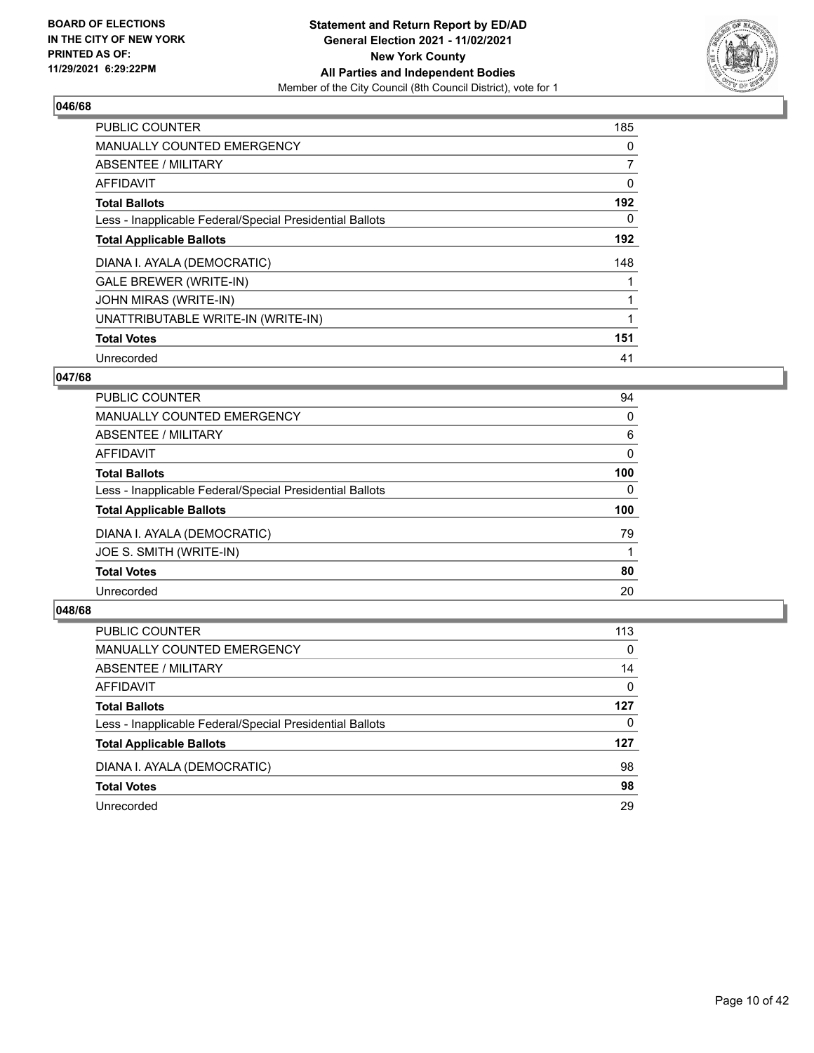**BOARD OF ELECTIONS IN THE CITY OF NEW YORK PRINTED AS OF: 11/29/2021 6:29:22PM**

**Statement and Return Report by ED/AD General Election 2021 - 11/02/2021 New York County All Parties and Independent Bodies**

Member of the City Council (8th Council District), vote for 1

### 046/68

| | |
|---|---|
| PUBLIC COUNTER | 185 |
| MANUALLY COUNTED EMERGENCY | 0 |
| ABSENTEE / MILITARY | 7 |
| AFFIDAVIT | 0 |
| **Total Ballots** | **192** |
| Less - Inapplicable Federal/Special Presidential Ballots | 0 |
| **Total Applicable Ballots** | **192** |
| DIANA I. AYALA (DEMOCRATIC) | 148 |
| GALE BREWER (WRITE-IN) | 1 |
| JOHN MIRAS (WRITE-IN) | 1 |
| UNATTRIBUTABLE WRITE-IN (WRITE-IN) | 1 |
| **Total Votes** | **151** |
| Unrecorded | 41 |

### 047/68

| | |
|---|---|
| PUBLIC COUNTER | 94 |
| MANUALLY COUNTED EMERGENCY | 0 |
| ABSENTEE / MILITARY | 6 |
| AFFIDAVIT | 0 |
| **Total Ballots** | **100** |
| Less - Inapplicable Federal/Special Presidential Ballots | 0 |
| **Total Applicable Ballots** | **100** |
| DIANA I. AYALA (DEMOCRATIC) | 79 |
| JOE S. SMITH (WRITE-IN) | 1 |
| **Total Votes** | **80** |
| Unrecorded | 20 |

### 048/68

| | |
|---|---|
| PUBLIC COUNTER | 113 |
| MANUALLY COUNTED EMERGENCY | 0 |
| ABSENTEE / MILITARY | 14 |
| AFFIDAVIT | 0 |
| **Total Ballots** | **127** |
| Less - Inapplicable Federal/Special Presidential Ballots | 0 |
| **Total Applicable Ballots** | **127** |
| DIANA I. AYALA (DEMOCRATIC) | 98 |
| **Total Votes** | **98** |
| Unrecorded | 29 |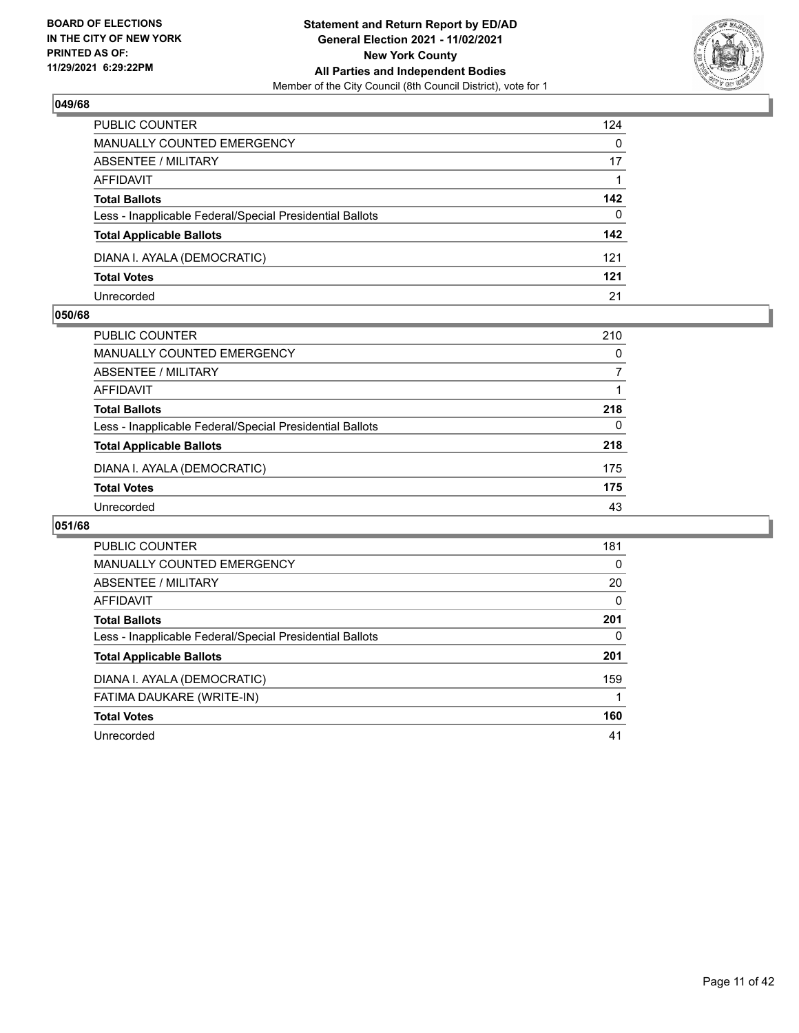**BOARD OF ELECTIONS IN THE CITY OF NEW YORK PRINTED AS OF: 11/29/2021 6:29:22PM**

**Statement and Return Report by ED/AD**
**General Election 2021 - 11/02/2021**
**New York County**
**All Parties and Independent Bodies**
Member of the City Council (8th Council District), vote for 1

### 049/68

| | |
|---|---|
| PUBLIC COUNTER | 124 |
| MANUALLY COUNTED EMERGENCY | 0 |
| ABSENTEE / MILITARY | 17 |
| AFFIDAVIT | 1 |
| **Total Ballots** | **142** |
| Less - Inapplicable Federal/Special Presidential Ballots | 0 |
| **Total Applicable Ballots** | **142** |
| DIANA I. AYALA (DEMOCRATIC) | 121 |
| **Total Votes** | **121** |
| Unrecorded | 21 |

### 050/68

| | |
|---|---|
| PUBLIC COUNTER | 210 |
| MANUALLY COUNTED EMERGENCY | 0 |
| ABSENTEE / MILITARY | 7 |
| AFFIDAVIT | 1 |
| **Total Ballots** | **218** |
| Less - Inapplicable Federal/Special Presidential Ballots | 0 |
| **Total Applicable Ballots** | **218** |
| DIANA I. AYALA (DEMOCRATIC) | 175 |
| **Total Votes** | **175** |
| Unrecorded | 43 |

### 051/68

| | |
|---|---|
| PUBLIC COUNTER | 181 |
| MANUALLY COUNTED EMERGENCY | 0 |
| ABSENTEE / MILITARY | 20 |
| AFFIDAVIT | 0 |
| **Total Ballots** | **201** |
| Less - Inapplicable Federal/Special Presidential Ballots | 0 |
| **Total Applicable Ballots** | **201** |
| DIANA I. AYALA (DEMOCRATIC) | 159 |
| FATIMA DAUKARE (WRITE-IN) | 1 |
| **Total Votes** | **160** |
| Unrecorded | 41 |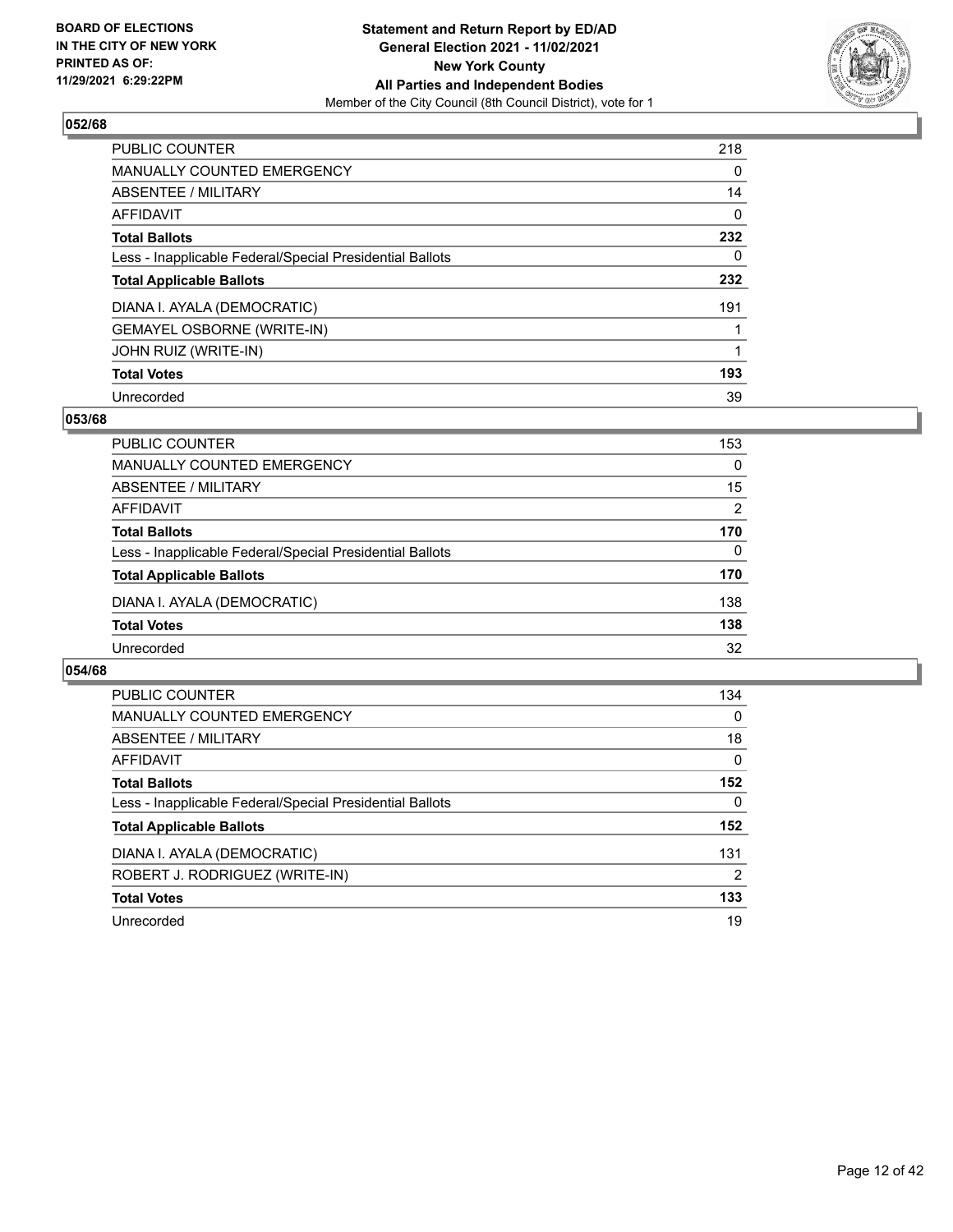**BOARD OF ELECTIONS IN THE CITY OF NEW YORK PRINTED AS OF: 11/29/2021 6:29:22PM**

**Statement and Return Report by ED/AD General Election 2021 - 11/02/2021 New York County All Parties and Independent Bodies**

Member of the City Council (8th Council District), vote for 1

### 052/68

| | |
|---|---|
| PUBLIC COUNTER | 218 |
| MANUALLY COUNTED EMERGENCY | 0 |
| ABSENTEE / MILITARY | 14 |
| AFFIDAVIT | 0 |
| **Total Ballots** | **232** |
| Less - Inapplicable Federal/Special Presidential Ballots | 0 |
| **Total Applicable Ballots** | **232** |
| DIANA I. AYALA (DEMOCRATIC) | 191 |
| GEMAYEL OSBORNE (WRITE-IN) | 1 |
| JOHN RUIZ (WRITE-IN) | 1 |
| **Total Votes** | **193** |
| Unrecorded | 39 |

### 053/68

| | |
|---|---|
| PUBLIC COUNTER | 153 |
| MANUALLY COUNTED EMERGENCY | 0 |
| ABSENTEE / MILITARY | 15 |
| AFFIDAVIT | 2 |
| **Total Ballots** | **170** |
| Less - Inapplicable Federal/Special Presidential Ballots | 0 |
| **Total Applicable Ballots** | **170** |
| DIANA I. AYALA (DEMOCRATIC) | 138 |
| **Total Votes** | **138** |
| Unrecorded | 32 |

### 054/68

| | |
|---|---|
| PUBLIC COUNTER | 134 |
| MANUALLY COUNTED EMERGENCY | 0 |
| ABSENTEE / MILITARY | 18 |
| AFFIDAVIT | 0 |
| **Total Ballots** | **152** |
| Less - Inapplicable Federal/Special Presidential Ballots | 0 |
| **Total Applicable Ballots** | **152** |
| DIANA I. AYALA (DEMOCRATIC) | 131 |
| ROBERT J. RODRIGUEZ (WRITE-IN) | 2 |
| **Total Votes** | **133** |
| Unrecorded | 19 |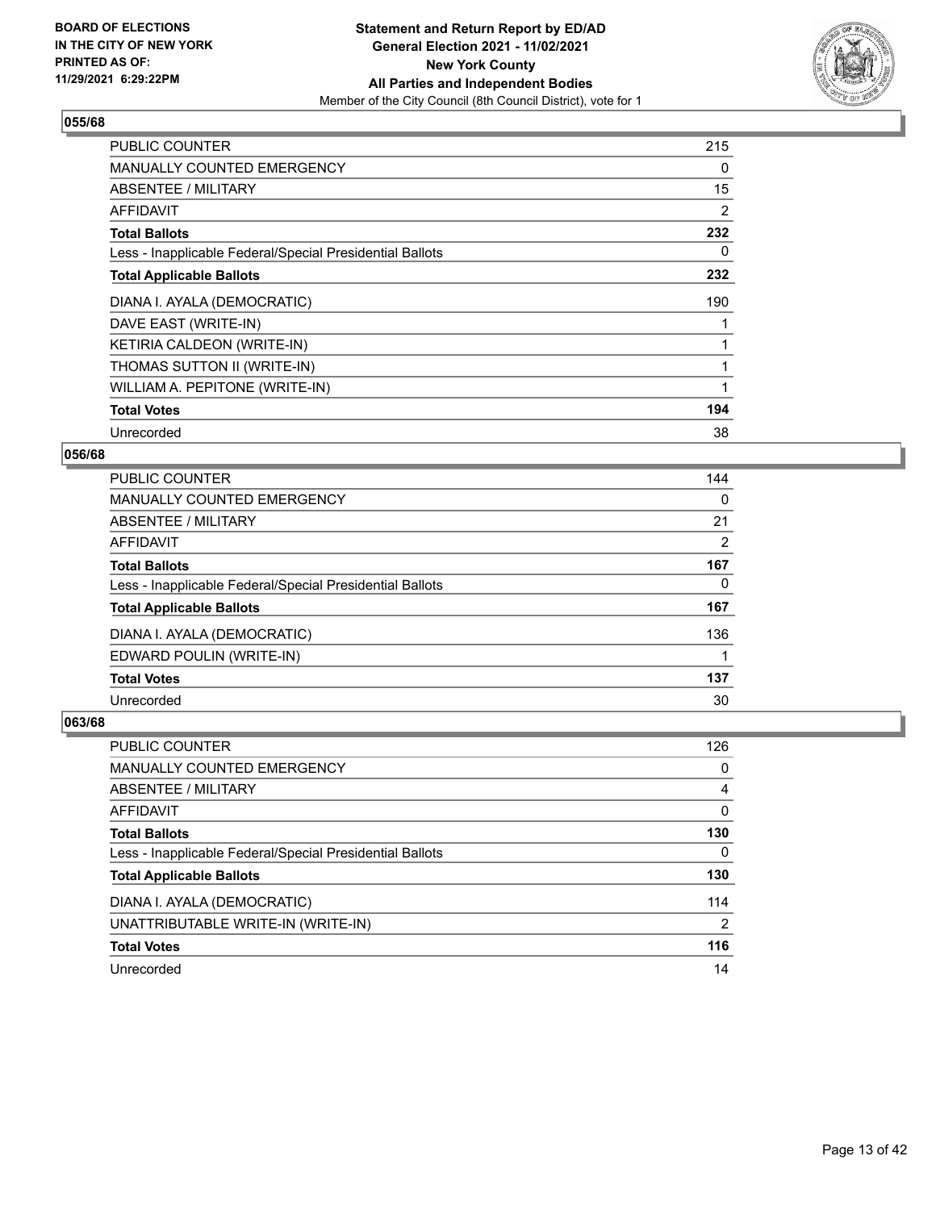**BOARD OF ELECTIONS IN THE CITY OF NEW YORK PRINTED AS OF: 11/29/2021 6:29:22PM**

**Statement and Return Report by ED/AD General Election 2021 - 11/02/2021 New York County All Parties and Independent Bodies**

Member of the City Council (8th Council District), vote for 1

### 055/68

| | |
|---|---|
| PUBLIC COUNTER | 215 |
| MANUALLY COUNTED EMERGENCY | 0 |
| ABSENTEE / MILITARY | 15 |
| AFFIDAVIT | 2 |
| **Total Ballots** | **232** |
| Less - Inapplicable Federal/Special Presidential Ballots | 0 |
| **Total Applicable Ballots** | **232** |
| DIANA I. AYALA (DEMOCRATIC) | 190 |
| DAVE EAST (WRITE-IN) | 1 |
| KETIRIA CALDEON (WRITE-IN) | 1 |
| THOMAS SUTTON II (WRITE-IN) | 1 |
| WILLIAM A. PEPITONE (WRITE-IN) | 1 |
| **Total Votes** | **194** |
| Unrecorded | 38 |

### 056/68

| | |
|---|---|
| PUBLIC COUNTER | 144 |
| MANUALLY COUNTED EMERGENCY | 0 |
| ABSENTEE / MILITARY | 21 |
| AFFIDAVIT | 2 |
| **Total Ballots** | **167** |
| Less - Inapplicable Federal/Special Presidential Ballots | 0 |
| **Total Applicable Ballots** | **167** |
| DIANA I. AYALA (DEMOCRATIC) | 136 |
| EDWARD POULIN (WRITE-IN) | 1 |
| **Total Votes** | **137** |
| Unrecorded | 30 |

### 063/68

| | |
|---|---|
| PUBLIC COUNTER | 126 |
| MANUALLY COUNTED EMERGENCY | 0 |
| ABSENTEE / MILITARY | 4 |
| AFFIDAVIT | 0 |
| **Total Ballots** | **130** |
| Less - Inapplicable Federal/Special Presidential Ballots | 0 |
| **Total Applicable Ballots** | **130** |
| DIANA I. AYALA (DEMOCRATIC) | 114 |
| UNATTRIBUTABLE WRITE-IN (WRITE-IN) | 2 |
| **Total Votes** | **116** |
| Unrecorded | 14 |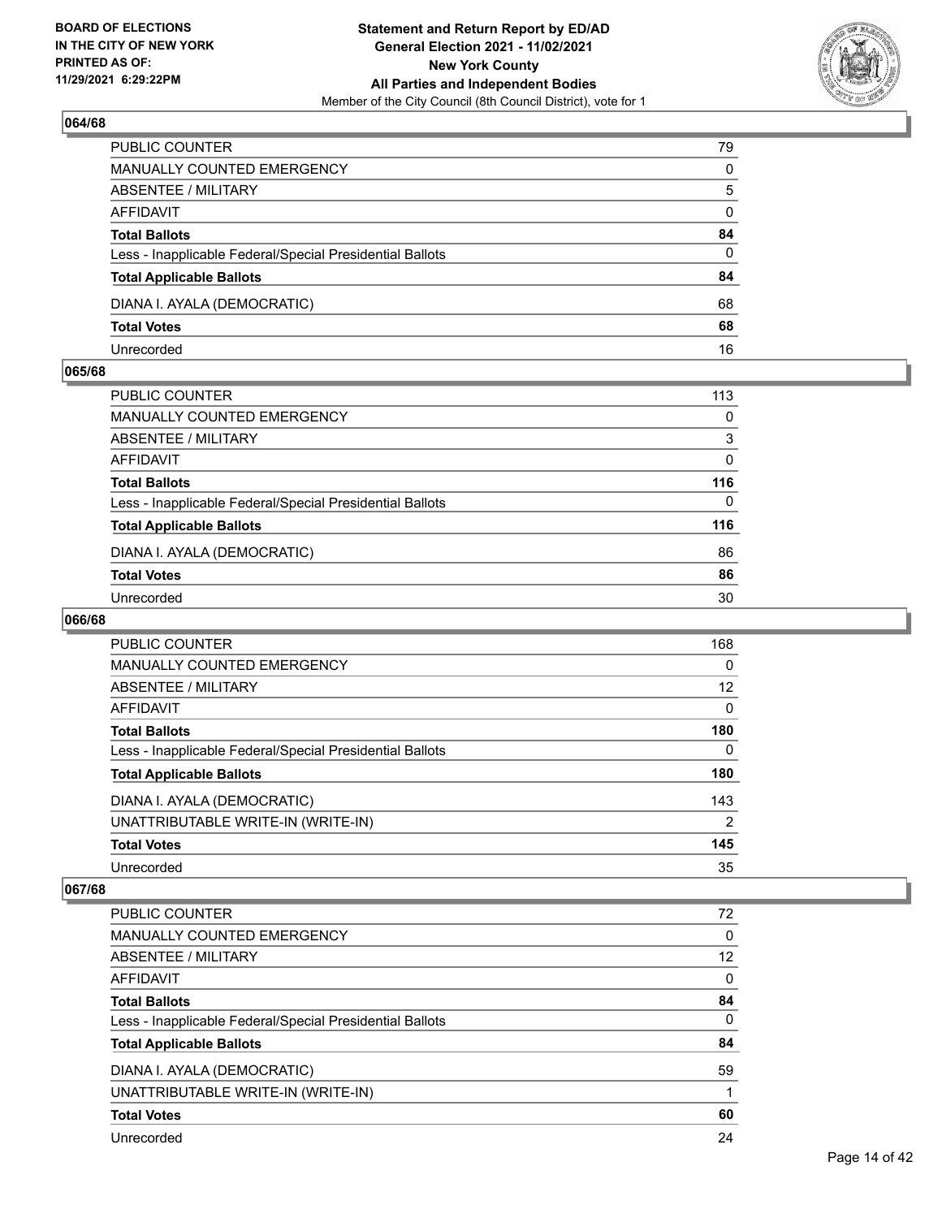**BOARD OF ELECTIONS IN THE CITY OF NEW YORK PRINTED AS OF: 11/29/2021 6:29:22PM**

**Statement and Return Report by ED/AD General Election 2021 - 11/02/2021 New York County All Parties and Independent Bodies**
Member of the City Council (8th Council District), vote for 1

### 064/68

| | |
|---|---|
| PUBLIC COUNTER | 79 |
| MANUALLY COUNTED EMERGENCY | 0 |
| ABSENTEE / MILITARY | 5 |
| AFFIDAVIT | 0 |
| **Total Ballots** | **84** |
| Less - Inapplicable Federal/Special Presidential Ballots | 0 |
| **Total Applicable Ballots** | **84** |
| DIANA I. AYALA (DEMOCRATIC) | 68 |
| **Total Votes** | **68** |
| Unrecorded | 16 |

### 065/68

| | |
|---|---|
| PUBLIC COUNTER | 113 |
| MANUALLY COUNTED EMERGENCY | 0 |
| ABSENTEE / MILITARY | 3 |
| AFFIDAVIT | 0 |
| **Total Ballots** | **116** |
| Less - Inapplicable Federal/Special Presidential Ballots | 0 |
| **Total Applicable Ballots** | **116** |
| DIANA I. AYALA (DEMOCRATIC) | 86 |
| **Total Votes** | **86** |
| Unrecorded | 30 |

### 066/68

| | |
|---|---|
| PUBLIC COUNTER | 168 |
| MANUALLY COUNTED EMERGENCY | 0 |
| ABSENTEE / MILITARY | 12 |
| AFFIDAVIT | 0 |
| **Total Ballots** | **180** |
| Less - Inapplicable Federal/Special Presidential Ballots | 0 |
| **Total Applicable Ballots** | **180** |
| DIANA I. AYALA (DEMOCRATIC) | 143 |
| UNATTRIBUTABLE WRITE-IN (WRITE-IN) | 2 |
| **Total Votes** | **145** |
| Unrecorded | 35 |

### 067/68

| | |
|---|---|
| PUBLIC COUNTER | 72 |
| MANUALLY COUNTED EMERGENCY | 0 |
| ABSENTEE / MILITARY | 12 |
| AFFIDAVIT | 0 |
| **Total Ballots** | **84** |
| Less - Inapplicable Federal/Special Presidential Ballots | 0 |
| **Total Applicable Ballots** | **84** |
| DIANA I. AYALA (DEMOCRATIC) | 59 |
| UNATTRIBUTABLE WRITE-IN (WRITE-IN) | 1 |
| **Total Votes** | **60** |
| Unrecorded | 24 |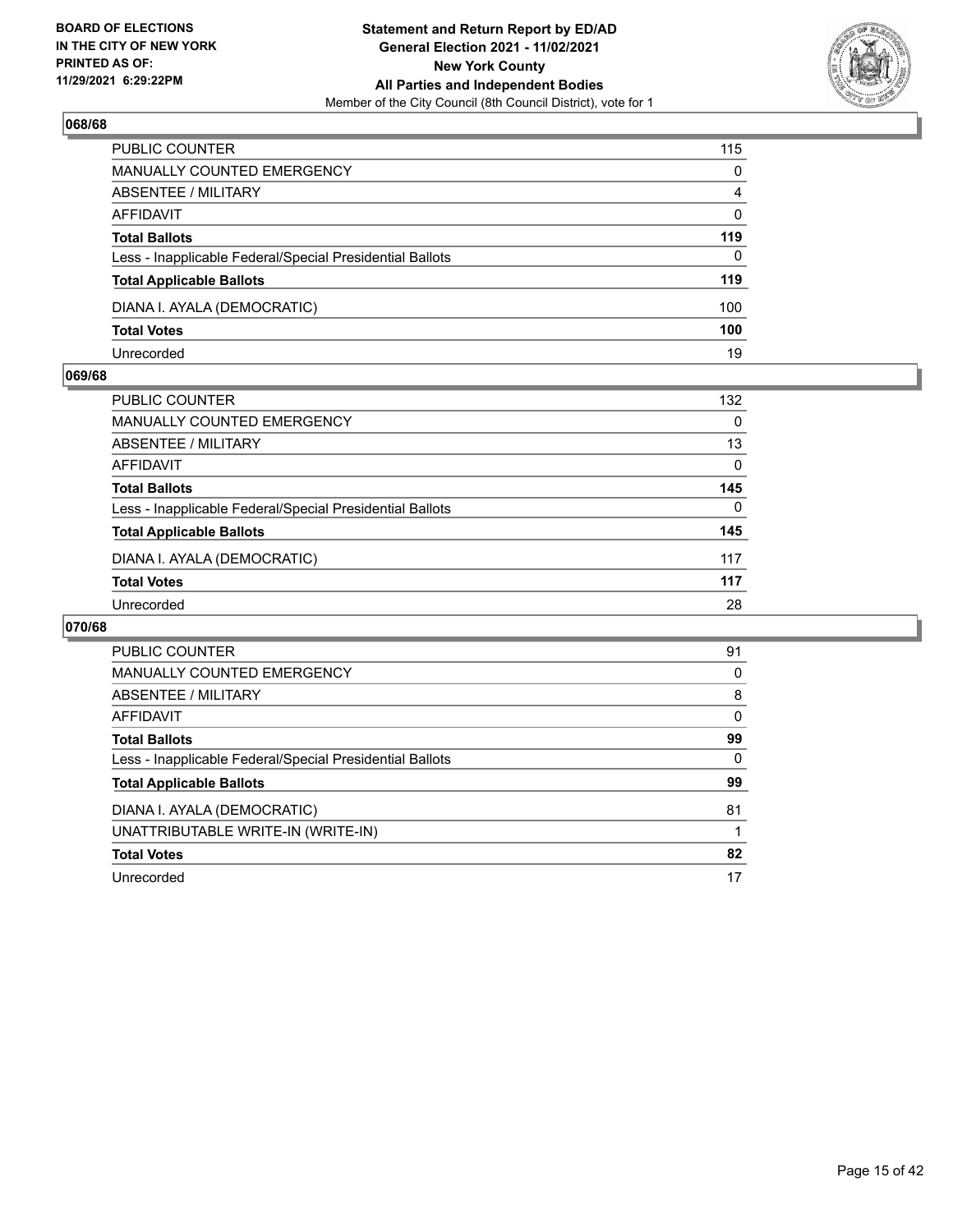## 068/68

| | |
|---|---|
| PUBLIC COUNTER | 115 |
| MANUALLY COUNTED EMERGENCY | 0 |
| ABSENTEE / MILITARY | 4 |
| AFFIDAVIT | 0 |
| **Total Ballots** | **119** |
| Less - Inapplicable Federal/Special Presidential Ballots | 0 |
| **Total Applicable Ballots** | **119** |
| DIANA I. AYALA (DEMOCRATIC) | 100 |
| **Total Votes** | **100** |
| Unrecorded | 19 |

## 069/68

| | |
|---|---|
| PUBLIC COUNTER | 132 |
| MANUALLY COUNTED EMERGENCY | 0 |
| ABSENTEE / MILITARY | 13 |
| AFFIDAVIT | 0 |
| **Total Ballots** | **145** |
| Less - Inapplicable Federal/Special Presidential Ballots | 0 |
| **Total Applicable Ballots** | **145** |
| DIANA I. AYALA (DEMOCRATIC) | 117 |
| **Total Votes** | **117** |
| Unrecorded | 28 |

## 070/68

| | |
|---|---|
| PUBLIC COUNTER | 91 |
| MANUALLY COUNTED EMERGENCY | 0 |
| ABSENTEE / MILITARY | 8 |
| AFFIDAVIT | 0 |
| **Total Ballots** | **99** |
| Less - Inapplicable Federal/Special Presidential Ballots | 0 |
| **Total Applicable Ballots** | **99** |
| DIANA I. AYALA (DEMOCRATIC) | 81 |
| UNATTRIBUTABLE WRITE-IN (WRITE-IN) | 1 |
| **Total Votes** | **82** |
| Unrecorded | 17 |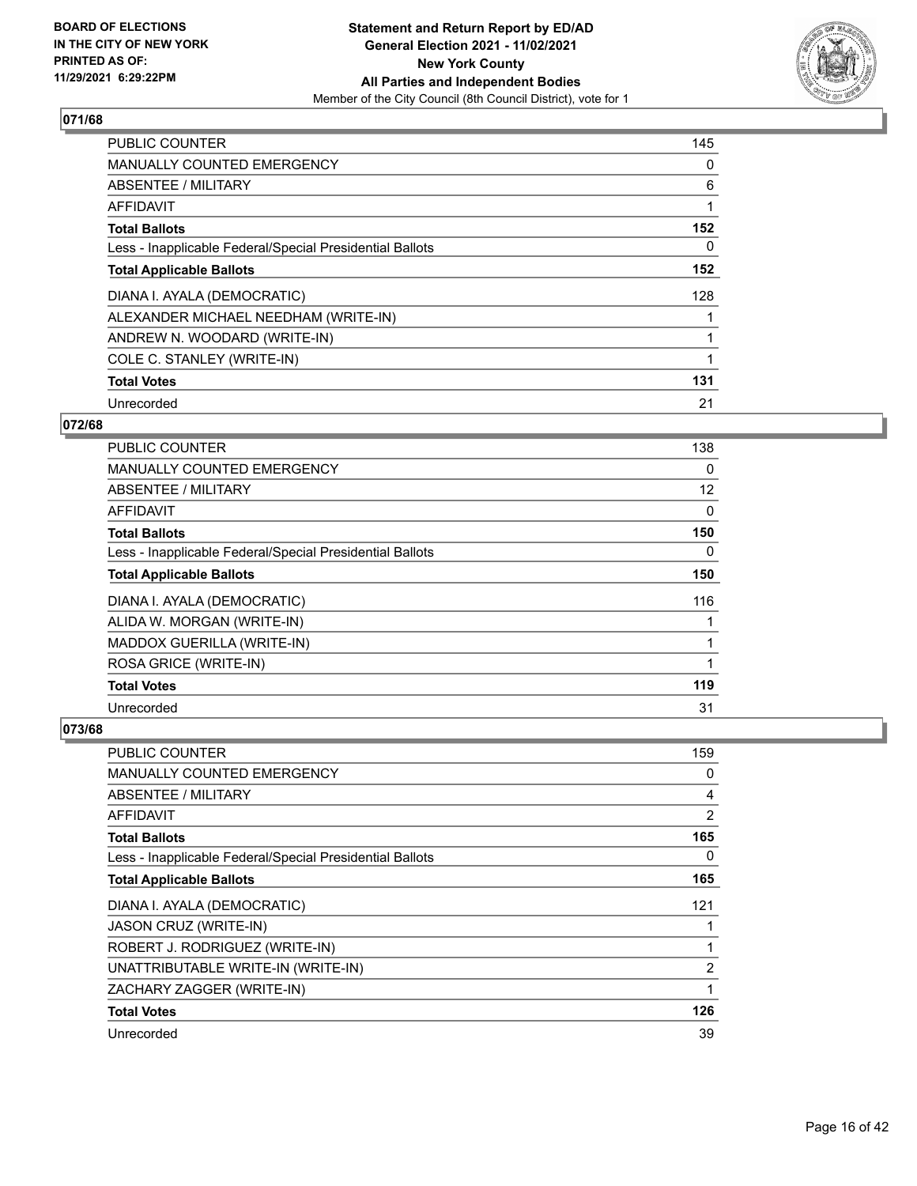**BOARD OF ELECTIONS IN THE CITY OF NEW YORK PRINTED AS OF: 11/29/2021 6:29:22PM**

**Statement and Return Report by ED/AD General Election 2021 - 11/02/2021 New York County All Parties and Independent Bodies**
Member of the City Council (8th Council District), vote for 1

## 071/68

| | |
|---|---|
| PUBLIC COUNTER | 145 |
| MANUALLY COUNTED EMERGENCY | 0 |
| ABSENTEE / MILITARY | 6 |
| AFFIDAVIT | 1 |
| **Total Ballots** | **152** |
| Less - Inapplicable Federal/Special Presidential Ballots | 0 |
| **Total Applicable Ballots** | **152** |
| DIANA I. AYALA (DEMOCRATIC) | 128 |
| ALEXANDER MICHAEL NEEDHAM (WRITE-IN) | 1 |
| ANDREW N. WOODARD (WRITE-IN) | 1 |
| COLE C. STANLEY (WRITE-IN) | 1 |
| **Total Votes** | **131** |
| Unrecorded | 21 |

## 072/68

| | |
|---|---|
| PUBLIC COUNTER | 138 |
| MANUALLY COUNTED EMERGENCY | 0 |
| ABSENTEE / MILITARY | 12 |
| AFFIDAVIT | 0 |
| **Total Ballots** | **150** |
| Less - Inapplicable Federal/Special Presidential Ballots | 0 |
| **Total Applicable Ballots** | **150** |
| DIANA I. AYALA (DEMOCRATIC) | 116 |
| ALIDA W. MORGAN (WRITE-IN) | 1 |
| MADDOX GUERILLA (WRITE-IN) | 1 |
| ROSA GRICE (WRITE-IN) | 1 |
| **Total Votes** | **119** |
| Unrecorded | 31 |

## 073/68

| | |
|---|---|
| PUBLIC COUNTER | 159 |
| MANUALLY COUNTED EMERGENCY | 0 |
| ABSENTEE / MILITARY | 4 |
| AFFIDAVIT | 2 |
| **Total Ballots** | **165** |
| Less - Inapplicable Federal/Special Presidential Ballots | 0 |
| **Total Applicable Ballots** | **165** |
| DIANA I. AYALA (DEMOCRATIC) | 121 |
| JASON CRUZ (WRITE-IN) | 1 |
| ROBERT J. RODRIGUEZ (WRITE-IN) | 1 |
| UNATTRIBUTABLE WRITE-IN (WRITE-IN) | 2 |
| ZACHARY ZAGGER (WRITE-IN) | 1 |
| **Total Votes** | **126** |
| Unrecorded | 39 |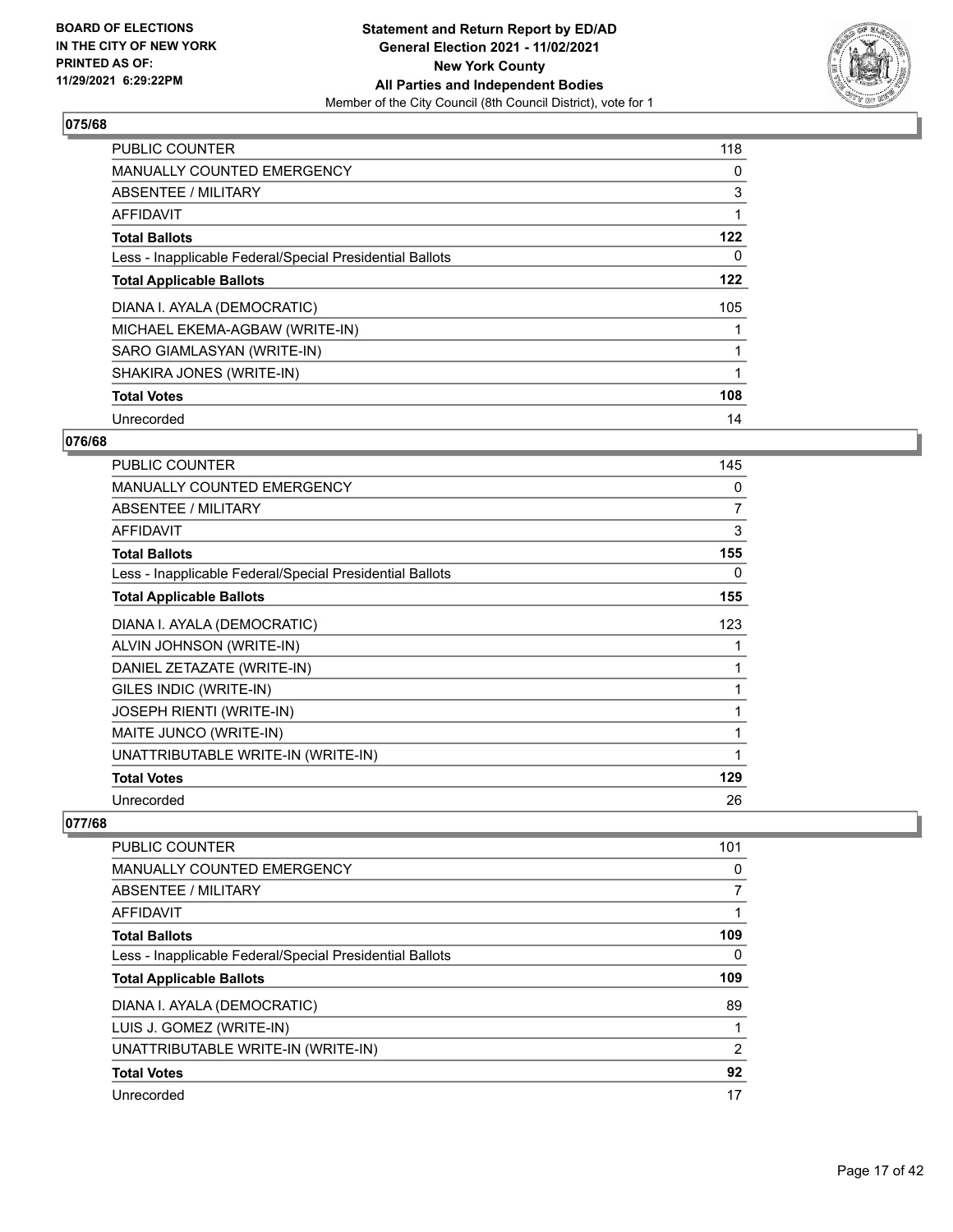**BOARD OF ELECTIONS IN THE CITY OF NEW YORK PRINTED AS OF: 11/29/2021 6:29:22PM**

**Statement and Return Report by ED/AD General Election 2021 - 11/02/2021 New York County All Parties and Independent Bodies**

Member of the City Council (8th Council District), vote for 1

### 075/68

| | |
|---|---|
| PUBLIC COUNTER | 118 |
| MANUALLY COUNTED EMERGENCY | 0 |
| ABSENTEE / MILITARY | 3 |
| AFFIDAVIT | 1 |
| **Total Ballots** | **122** |
| Less - Inapplicable Federal/Special Presidential Ballots | 0 |
| **Total Applicable Ballots** | **122** |
| DIANA I. AYALA (DEMOCRATIC) | 105 |
| MICHAEL EKEMA-AGBAW (WRITE-IN) | 1 |
| SARO GIAMLASYAN (WRITE-IN) | 1 |
| SHAKIRA JONES (WRITE-IN) | 1 |
| **Total Votes** | **108** |
| Unrecorded | 14 |

### 076/68

| | |
|---|---|
| PUBLIC COUNTER | 145 |
| MANUALLY COUNTED EMERGENCY | 0 |
| ABSENTEE / MILITARY | 7 |
| AFFIDAVIT | 3 |
| **Total Ballots** | **155** |
| Less - Inapplicable Federal/Special Presidential Ballots | 0 |
| **Total Applicable Ballots** | **155** |
| DIANA I. AYALA (DEMOCRATIC) | 123 |
| ALVIN JOHNSON (WRITE-IN) | 1 |
| DANIEL ZETAZATE (WRITE-IN) | 1 |
| GILES INDIC (WRITE-IN) | 1 |
| JOSEPH RIENTI (WRITE-IN) | 1 |
| MAITE JUNCO (WRITE-IN) | 1 |
| UNATTRIBUTABLE WRITE-IN (WRITE-IN) | 1 |
| **Total Votes** | **129** |
| Unrecorded | 26 |

### 077/68

| | |
|---|---|
| PUBLIC COUNTER | 101 |
| MANUALLY COUNTED EMERGENCY | 0 |
| ABSENTEE / MILITARY | 7 |
| AFFIDAVIT | 1 |
| **Total Ballots** | **109** |
| Less - Inapplicable Federal/Special Presidential Ballots | 0 |
| **Total Applicable Ballots** | **109** |
| DIANA I. AYALA (DEMOCRATIC) | 89 |
| LUIS J. GOMEZ (WRITE-IN) | 1 |
| UNATTRIBUTABLE WRITE-IN (WRITE-IN) | 2 |
| **Total Votes** | **92** |
| Unrecorded | 17 |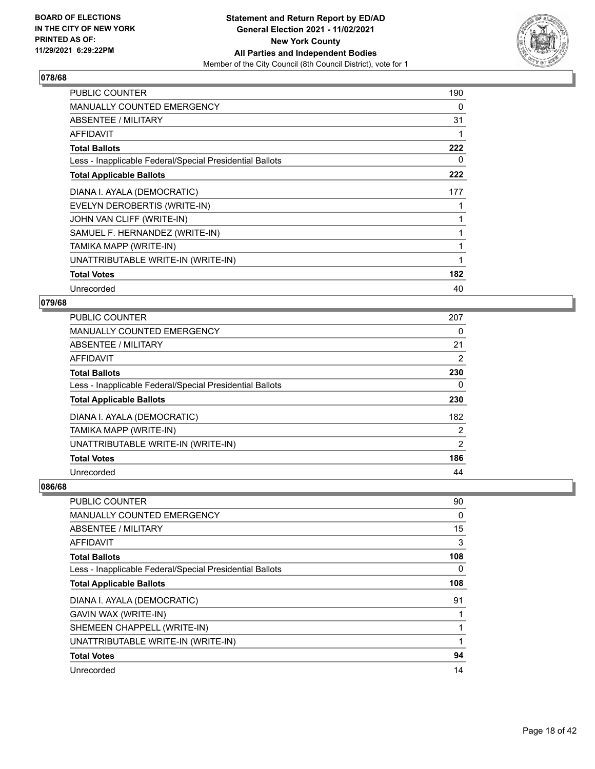## 078/68

| | |
|---|---|
| PUBLIC COUNTER | 190 |
| MANUALLY COUNTED EMERGENCY | 0 |
| ABSENTEE / MILITARY | 31 |
| AFFIDAVIT | 1 |
| **Total Ballots** | **222** |
| Less - Inapplicable Federal/Special Presidential Ballots | 0 |
| **Total Applicable Ballots** | **222** |
| DIANA I. AYALA (DEMOCRATIC) | 177 |
| EVELYN DEROBERTIS (WRITE-IN) | 1 |
| JOHN VAN CLIFF (WRITE-IN) | 1 |
| SAMUEL F. HERNANDEZ (WRITE-IN) | 1 |
| TAMIKA MAPP (WRITE-IN) | 1 |
| UNATTRIBUTABLE WRITE-IN (WRITE-IN) | 1 |
| **Total Votes** | **182** |
| Unrecorded | 40 |

## 079/68

| | |
|---|---|
| PUBLIC COUNTER | 207 |
| MANUALLY COUNTED EMERGENCY | 0 |
| ABSENTEE / MILITARY | 21 |
| AFFIDAVIT | 2 |
| **Total Ballots** | **230** |
| Less - Inapplicable Federal/Special Presidential Ballots | 0 |
| **Total Applicable Ballots** | **230** |
| DIANA I. AYALA (DEMOCRATIC) | 182 |
| TAMIKA MAPP (WRITE-IN) | 2 |
| UNATTRIBUTABLE WRITE-IN (WRITE-IN) | 2 |
| **Total Votes** | **186** |
| Unrecorded | 44 |

## 086/68

| | |
|---|---|
| PUBLIC COUNTER | 90 |
| MANUALLY COUNTED EMERGENCY | 0 |
| ABSENTEE / MILITARY | 15 |
| AFFIDAVIT | 3 |
| **Total Ballots** | **108** |
| Less - Inapplicable Federal/Special Presidential Ballots | 0 |
| **Total Applicable Ballots** | **108** |
| DIANA I. AYALA (DEMOCRATIC) | 91 |
| GAVIN WAX (WRITE-IN) | 1 |
| SHEMEEN CHAPPELL (WRITE-IN) | 1 |
| UNATTRIBUTABLE WRITE-IN (WRITE-IN) | 1 |
| **Total Votes** | **94** |
| Unrecorded | 14 |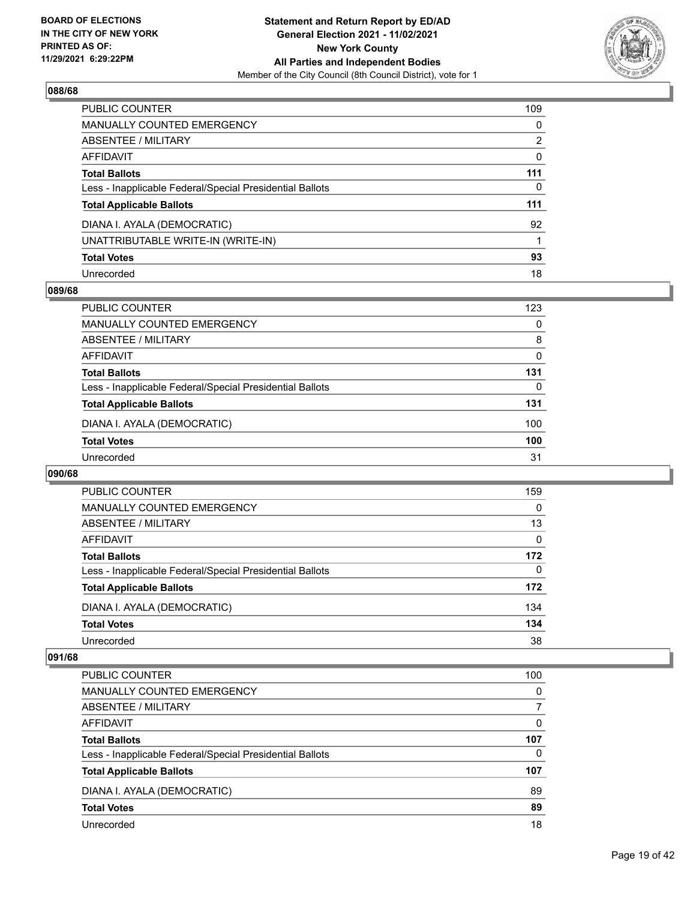## 088/68

| | |
|---|---|
| PUBLIC COUNTER | 109 |
| MANUALLY COUNTED EMERGENCY | 0 |
| ABSENTEE / MILITARY | 2 |
| AFFIDAVIT | 0 |
| **Total Ballots** | **111** |
| Less - Inapplicable Federal/Special Presidential Ballots | 0 |
| **Total Applicable Ballots** | **111** |
| DIANA I. AYALA (DEMOCRATIC) | 92 |
| UNATTRIBUTABLE WRITE-IN (WRITE-IN) | 1 |
| **Total Votes** | **93** |
| Unrecorded | 18 |

## 089/68

| | |
|---|---|
| PUBLIC COUNTER | 123 |
| MANUALLY COUNTED EMERGENCY | 0 |
| ABSENTEE / MILITARY | 8 |
| AFFIDAVIT | 0 |
| **Total Ballots** | **131** |
| Less - Inapplicable Federal/Special Presidential Ballots | 0 |
| **Total Applicable Ballots** | **131** |
| DIANA I. AYALA (DEMOCRATIC) | 100 |
| **Total Votes** | **100** |
| Unrecorded | 31 |

## 090/68

| | |
|---|---|
| PUBLIC COUNTER | 159 |
| MANUALLY COUNTED EMERGENCY | 0 |
| ABSENTEE / MILITARY | 13 |
| AFFIDAVIT | 0 |
| **Total Ballots** | **172** |
| Less - Inapplicable Federal/Special Presidential Ballots | 0 |
| **Total Applicable Ballots** | **172** |
| DIANA I. AYALA (DEMOCRATIC) | 134 |
| **Total Votes** | **134** |
| Unrecorded | 38 |

## 091/68

| | |
|---|---|
| PUBLIC COUNTER | 100 |
| MANUALLY COUNTED EMERGENCY | 0 |
| ABSENTEE / MILITARY | 7 |
| AFFIDAVIT | 0 |
| **Total Ballots** | **107** |
| Less - Inapplicable Federal/Special Presidential Ballots | 0 |
| **Total Applicable Ballots** | **107** |
| DIANA I. AYALA (DEMOCRATIC) | 89 |
| **Total Votes** | **89** |
| Unrecorded | 18 |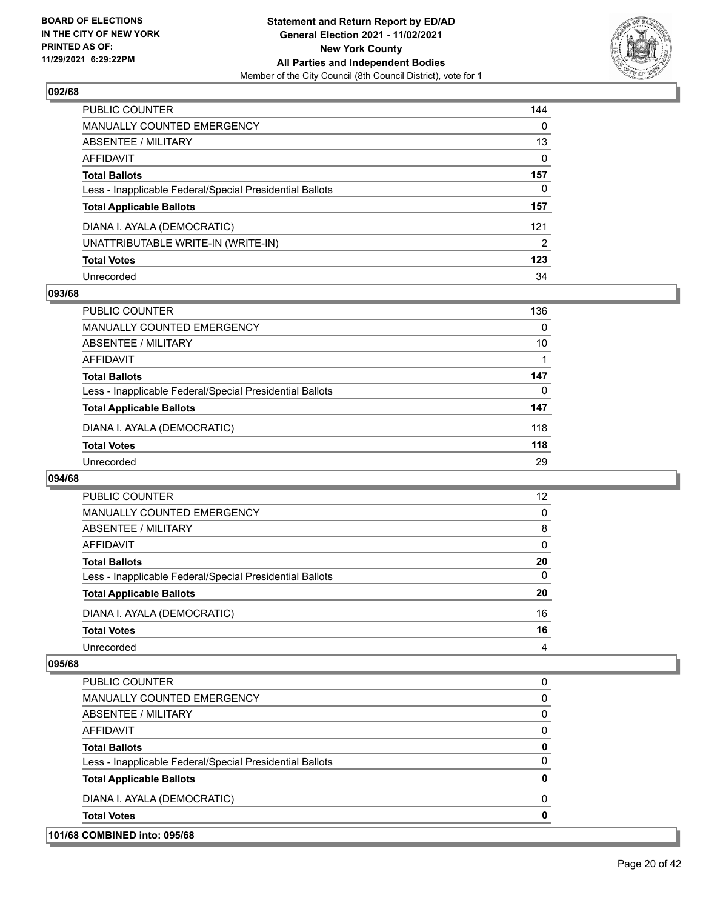## 092/68

| | |
|---|---|
| PUBLIC COUNTER | 144 |
| MANUALLY COUNTED EMERGENCY | 0 |
| ABSENTEE / MILITARY | 13 |
| AFFIDAVIT | 0 |
| **Total Ballots** | **157** |
| Less - Inapplicable Federal/Special Presidential Ballots | 0 |
| **Total Applicable Ballots** | **157** |
| DIANA I. AYALA (DEMOCRATIC) | 121 |
| UNATTRIBUTABLE WRITE-IN (WRITE-IN) | 2 |
| **Total Votes** | **123** |
| Unrecorded | 34 |

## 093/68

| | |
|---|---|
| PUBLIC COUNTER | 136 |
| MANUALLY COUNTED EMERGENCY | 0 |
| ABSENTEE / MILITARY | 10 |
| AFFIDAVIT | 1 |
| **Total Ballots** | **147** |
| Less - Inapplicable Federal/Special Presidential Ballots | 0 |
| **Total Applicable Ballots** | **147** |
| DIANA I. AYALA (DEMOCRATIC) | 118 |
| **Total Votes** | **118** |
| Unrecorded | 29 |

## 094/68

| | |
|---|---|
| PUBLIC COUNTER | 12 |
| MANUALLY COUNTED EMERGENCY | 0 |
| ABSENTEE / MILITARY | 8 |
| AFFIDAVIT | 0 |
| **Total Ballots** | **20** |
| Less - Inapplicable Federal/Special Presidential Ballots | 0 |
| **Total Applicable Ballots** | **20** |
| DIANA I. AYALA (DEMOCRATIC) | 16 |
| **Total Votes** | **16** |
| Unrecorded | 4 |

## 095/68

| | |
|---|---|
| PUBLIC COUNTER | 0 |
| MANUALLY COUNTED EMERGENCY | 0 |
| ABSENTEE / MILITARY | 0 |
| AFFIDAVIT | 0 |
| **Total Ballots** | **0** |
| Less - Inapplicable Federal/Special Presidential Ballots | 0 |
| **Total Applicable Ballots** | **0** |
| DIANA I. AYALA (DEMOCRATIC) | 0 |
| **Total Votes** | **0** |

## 101/68 COMBINED into: 095/68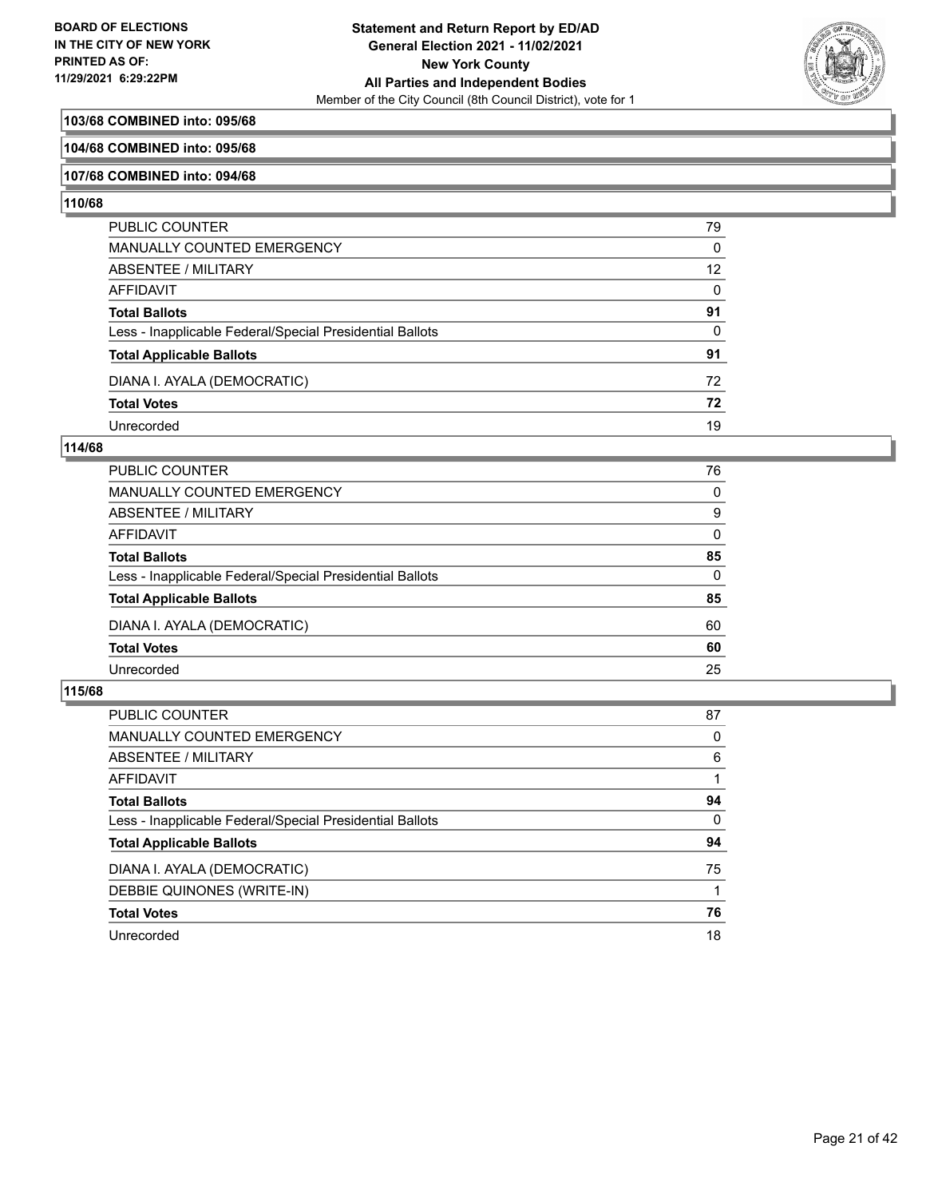**103/68 COMBINED into: 095/68**

**104/68 COMBINED into: 095/68**

**107/68 COMBINED into: 094/68**

**110/68**

| | |
|---|---|
| PUBLIC COUNTER | 79 |
| MANUALLY COUNTED EMERGENCY | 0 |
| ABSENTEE / MILITARY | 12 |
| AFFIDAVIT | 0 |
| **Total Ballots** | **91** |
| Less - Inapplicable Federal/Special Presidential Ballots | 0 |
| **Total Applicable Ballots** | **91** |
| DIANA I. AYALA (DEMOCRATIC) | 72 |
| **Total Votes** | **72** |
| Unrecorded | 19 |

**114/68**

| | |
|---|---|
| PUBLIC COUNTER | 76 |
| MANUALLY COUNTED EMERGENCY | 0 |
| ABSENTEE / MILITARY | 9 |
| AFFIDAVIT | 0 |
| **Total Ballots** | **85** |
| Less - Inapplicable Federal/Special Presidential Ballots | 0 |
| **Total Applicable Ballots** | **85** |
| DIANA I. AYALA (DEMOCRATIC) | 60 |
| **Total Votes** | **60** |
| Unrecorded | 25 |

**115/68**

| | |
|---|---|
| PUBLIC COUNTER | 87 |
| MANUALLY COUNTED EMERGENCY | 0 |
| ABSENTEE / MILITARY | 6 |
| AFFIDAVIT | 1 |
| **Total Ballots** | **94** |
| Less - Inapplicable Federal/Special Presidential Ballots | 0 |
| **Total Applicable Ballots** | **94** |
| DIANA I. AYALA (DEMOCRATIC) | 75 |
| DEBBIE QUINONES (WRITE-IN) | 1 |
| **Total Votes** | **76** |
| Unrecorded | 18 |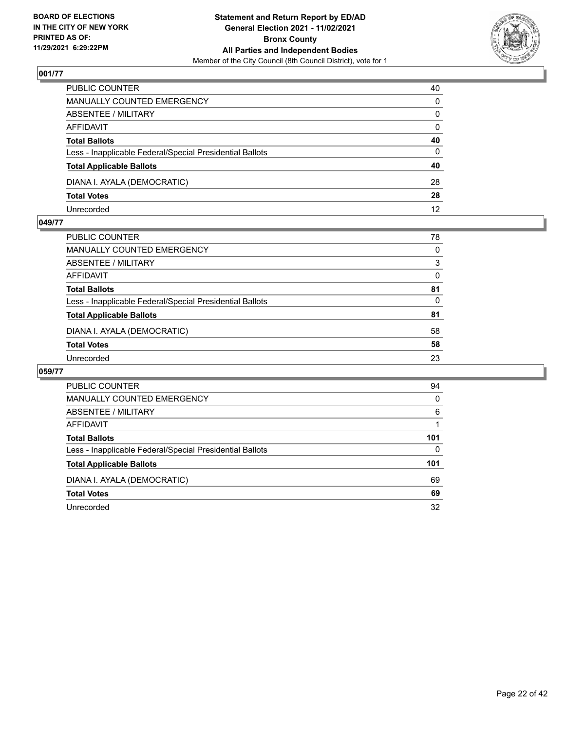**BOARD OF ELECTIONS IN THE CITY OF NEW YORK PRINTED AS OF: 11/29/2021 6:29:22PM**

**Statement and Return Report by ED/AD General Election 2021 - 11/02/2021 Bronx County All Parties and Independent Bodies**

Member of the City Council (8th Council District), vote for 1

### 001/77

| | |
|---|---|
| PUBLIC COUNTER | 40 |
| MANUALLY COUNTED EMERGENCY | 0 |
| ABSENTEE / MILITARY | 0 |
| AFFIDAVIT | 0 |
| **Total Ballots** | **40** |
| Less - Inapplicable Federal/Special Presidential Ballots | 0 |
| **Total Applicable Ballots** | **40** |
| DIANA I. AYALA (DEMOCRATIC) | 28 |
| **Total Votes** | **28** |
| Unrecorded | 12 |

### 049/77

| | |
|---|---|
| PUBLIC COUNTER | 78 |
| MANUALLY COUNTED EMERGENCY | 0 |
| ABSENTEE / MILITARY | 3 |
| AFFIDAVIT | 0 |
| **Total Ballots** | **81** |
| Less - Inapplicable Federal/Special Presidential Ballots | 0 |
| **Total Applicable Ballots** | **81** |
| DIANA I. AYALA (DEMOCRATIC) | 58 |
| **Total Votes** | **58** |
| Unrecorded | 23 |

### 059/77

| | |
|---|---|
| PUBLIC COUNTER | 94 |
| MANUALLY COUNTED EMERGENCY | 0 |
| ABSENTEE / MILITARY | 6 |
| AFFIDAVIT | 1 |
| **Total Ballots** | **101** |
| Less - Inapplicable Federal/Special Presidential Ballots | 0 |
| **Total Applicable Ballots** | **101** |
| DIANA I. AYALA (DEMOCRATIC) | 69 |
| **Total Votes** | **69** |
| Unrecorded | 32 |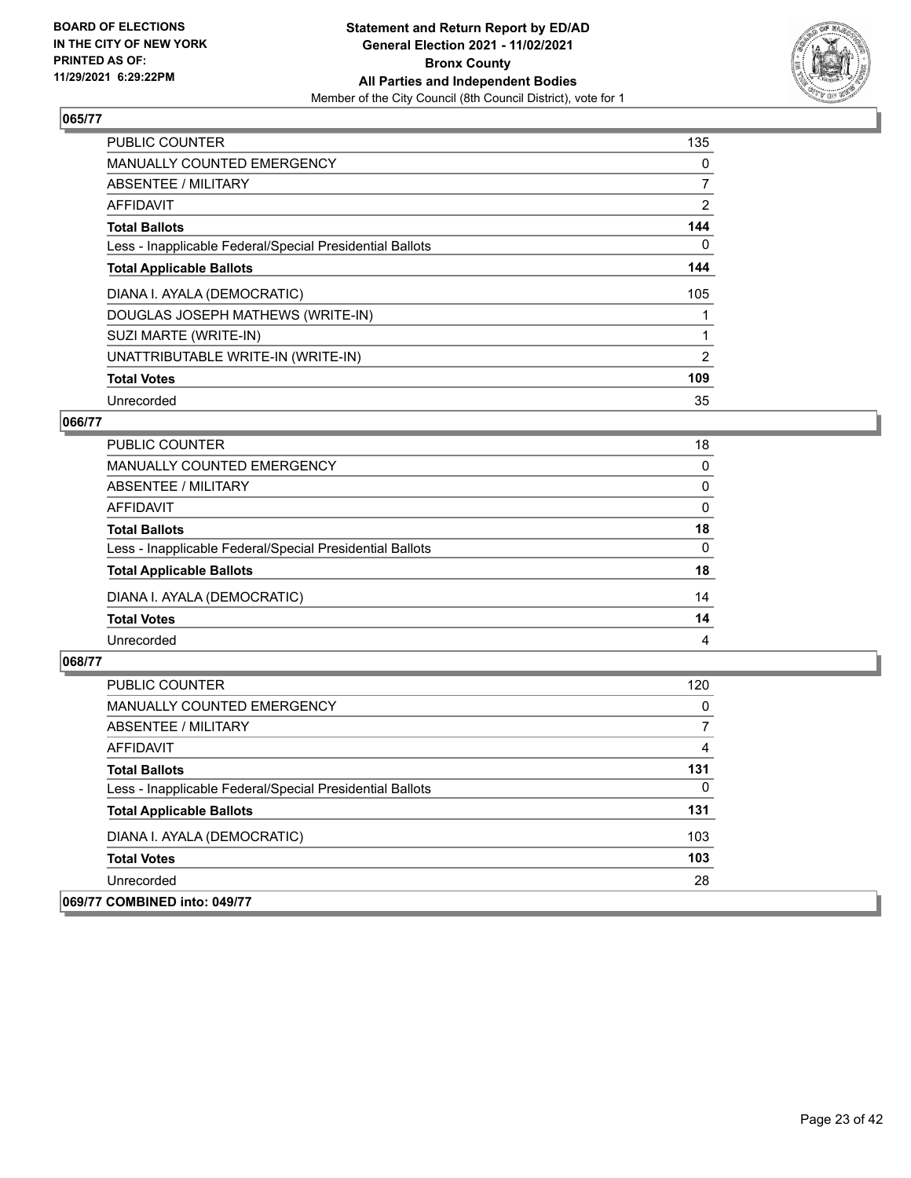## 065/77

| | |
|---|---|
| PUBLIC COUNTER | 135 |
| MANUALLY COUNTED EMERGENCY | 0 |
| ABSENTEE / MILITARY | 7 |
| AFFIDAVIT | 2 |
| **Total Ballots** | **144** |
| Less - Inapplicable Federal/Special Presidential Ballots | 0 |
| **Total Applicable Ballots** | **144** |
| DIANA I. AYALA (DEMOCRATIC) | 105 |
| DOUGLAS JOSEPH MATHEWS (WRITE-IN) | 1 |
| SUZI MARTE (WRITE-IN) | 1 |
| UNATTRIBUTABLE WRITE-IN (WRITE-IN) | 2 |
| **Total Votes** | **109** |
| Unrecorded | 35 |

## 066/77

| | |
|---|---|
| PUBLIC COUNTER | 18 |
| MANUALLY COUNTED EMERGENCY | 0 |
| ABSENTEE / MILITARY | 0 |
| AFFIDAVIT | 0 |
| **Total Ballots** | **18** |
| Less - Inapplicable Federal/Special Presidential Ballots | 0 |
| **Total Applicable Ballots** | **18** |
| DIANA I. AYALA (DEMOCRATIC) | 14 |
| **Total Votes** | **14** |
| Unrecorded | 4 |

## 068/77

| | |
|---|---|
| PUBLIC COUNTER | 120 |
| MANUALLY COUNTED EMERGENCY | 0 |
| ABSENTEE / MILITARY | 7 |
| AFFIDAVIT | 4 |
| **Total Ballots** | **131** |
| Less - Inapplicable Federal/Special Presidential Ballots | 0 |
| **Total Applicable Ballots** | **131** |
| DIANA I. AYALA (DEMOCRATIC) | 103 |
| **Total Votes** | **103** |
| Unrecorded | 28 |

## 069/77 COMBINED into: 049/77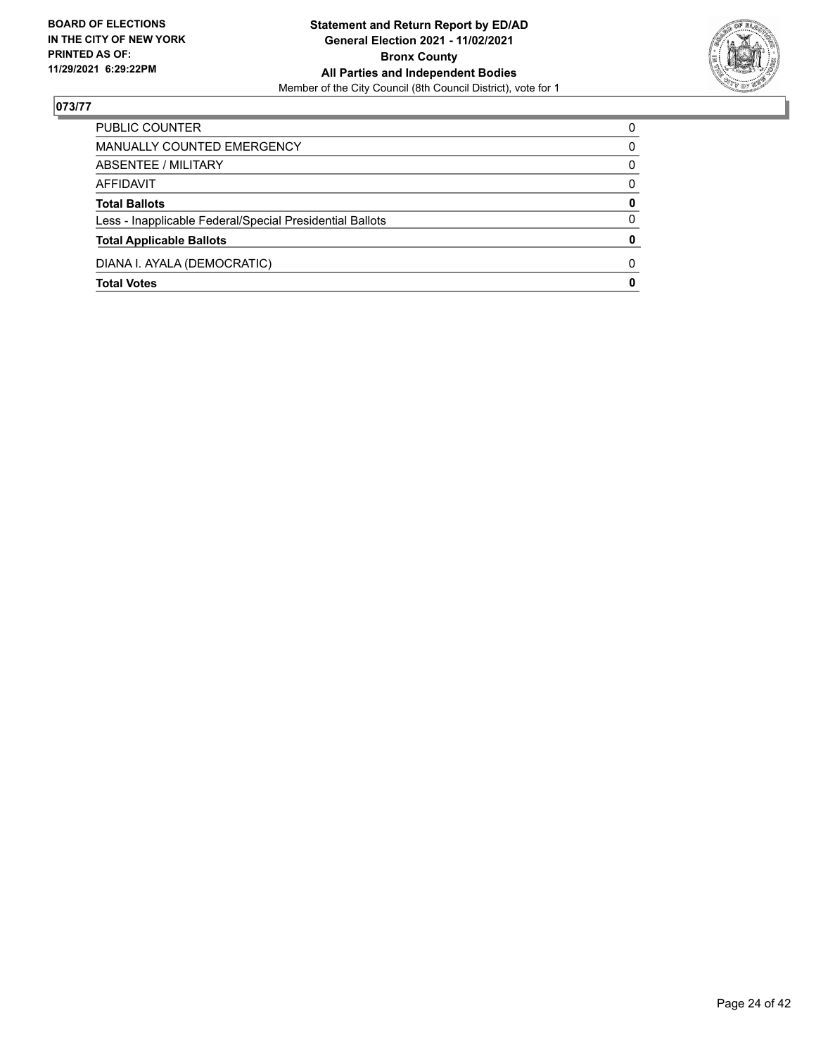**BOARD OF ELECTIONS IN THE CITY OF NEW YORK PRINTED AS OF: 11/29/2021 6:29:22PM**

**Statement and Return Report by ED/AD**
**General Election 2021 - 11/02/2021**
**Bronx County**
**All Parties and Independent Bodies**
Member of the City Council (8th Council District), vote for 1

**073/77**

| | |
|---|---|
| PUBLIC COUNTER | 0 |
| MANUALLY COUNTED EMERGENCY | 0 |
| ABSENTEE / MILITARY | 0 |
| AFFIDAVIT | 0 |
| **Total Ballots** | **0** |
| Less - Inapplicable Federal/Special Presidential Ballots | 0 |
| **Total Applicable Ballots** | **0** |
| DIANA I. AYALA (DEMOCRATIC) | 0 |
| **Total Votes** | **0** |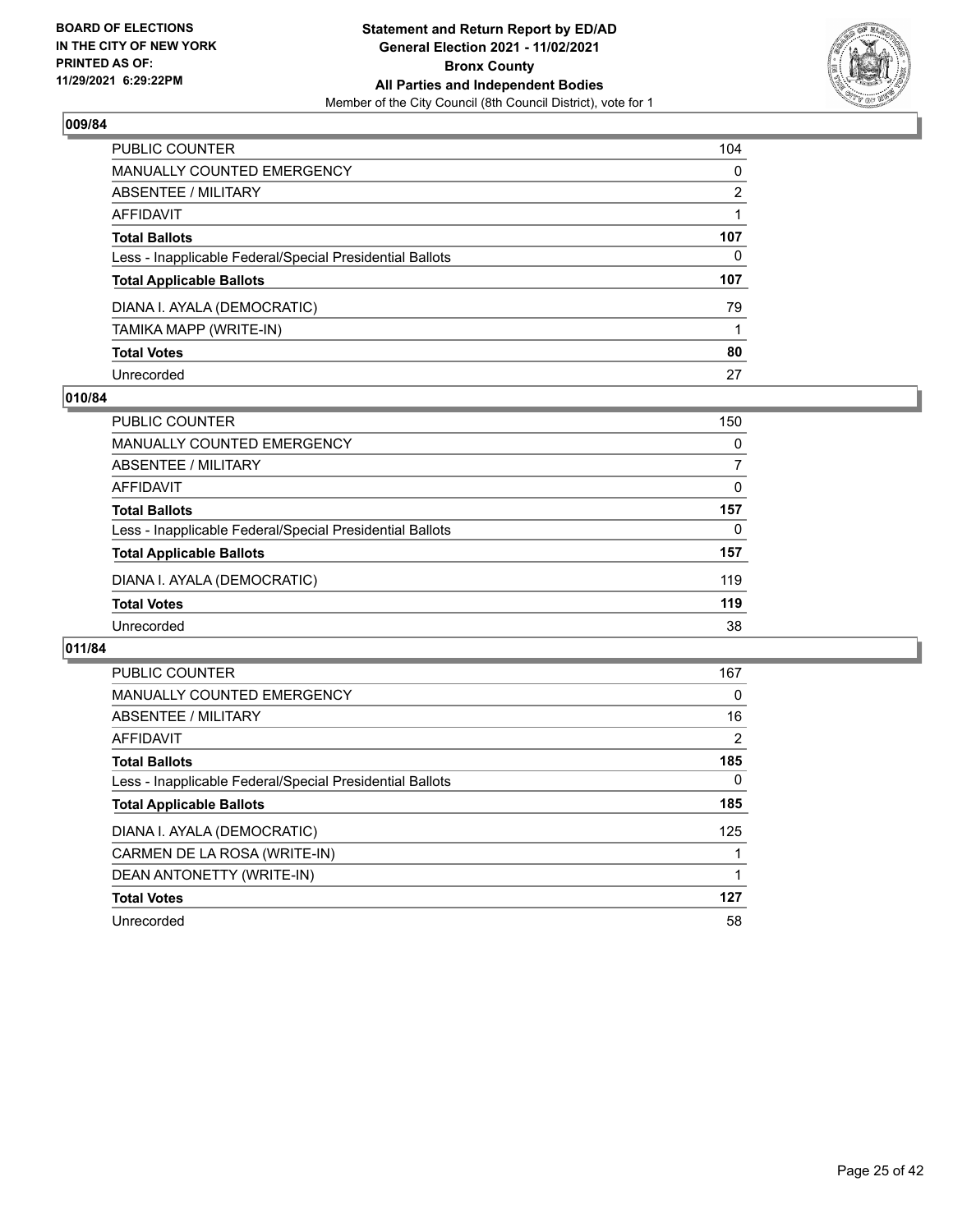## 009/84

| | |
|---|---|
| PUBLIC COUNTER | 104 |
| MANUALLY COUNTED EMERGENCY | 0 |
| ABSENTEE / MILITARY | 2 |
| AFFIDAVIT | 1 |
| **Total Ballots** | **107** |
| Less - Inapplicable Federal/Special Presidential Ballots | 0 |
| **Total Applicable Ballots** | **107** |
| DIANA I. AYALA (DEMOCRATIC) | 79 |
| TAMIKA MAPP (WRITE-IN) | 1 |
| **Total Votes** | **80** |
| Unrecorded | 27 |

## 010/84

| | |
|---|---|
| PUBLIC COUNTER | 150 |
| MANUALLY COUNTED EMERGENCY | 0 |
| ABSENTEE / MILITARY | 7 |
| AFFIDAVIT | 0 |
| **Total Ballots** | **157** |
| Less - Inapplicable Federal/Special Presidential Ballots | 0 |
| **Total Applicable Ballots** | **157** |
| DIANA I. AYALA (DEMOCRATIC) | 119 |
| **Total Votes** | **119** |
| Unrecorded | 38 |

## 011/84

| | |
|---|---|
| PUBLIC COUNTER | 167 |
| MANUALLY COUNTED EMERGENCY | 0 |
| ABSENTEE / MILITARY | 16 |
| AFFIDAVIT | 2 |
| **Total Ballots** | **185** |
| Less - Inapplicable Federal/Special Presidential Ballots | 0 |
| **Total Applicable Ballots** | **185** |
| DIANA I. AYALA (DEMOCRATIC) | 125 |
| CARMEN DE LA ROSA (WRITE-IN) | 1 |
| DEAN ANTONETTY (WRITE-IN) | 1 |
| **Total Votes** | **127** |
| Unrecorded | 58 |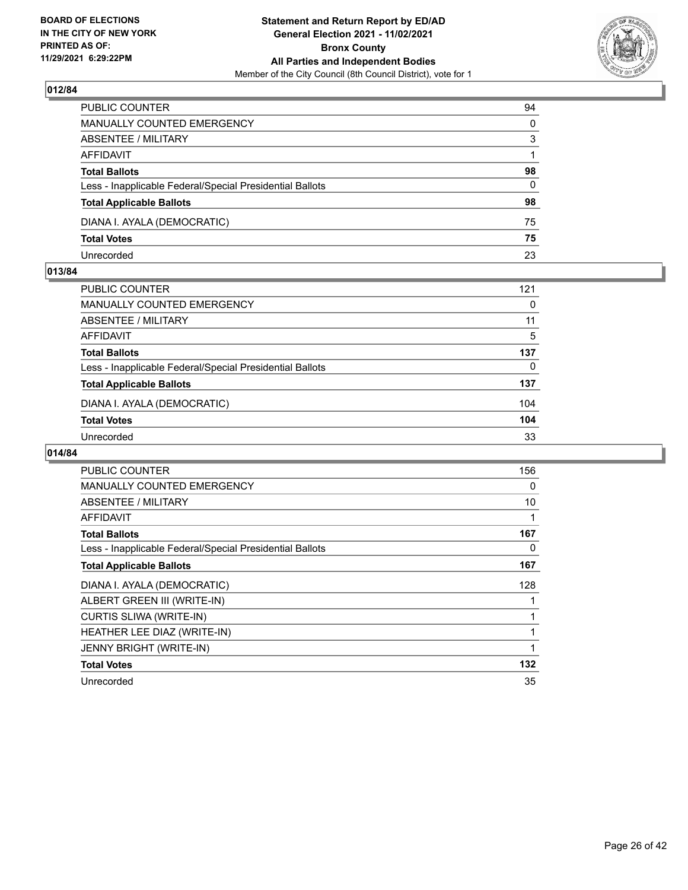BOARD OF ELECTIONS
IN THE CITY OF NEW YORK
PRINTED AS OF:
11/29/2021 6:29:22PM

**Statement and Return Report by ED/AD**
**General Election 2021 - 11/02/2021**
**Bronx County**
**All Parties and Independent Bodies**
Member of the City Council (8th Council District), vote for 1

## 012/84

| | |
|---|---|
| PUBLIC COUNTER | 94 |
| MANUALLY COUNTED EMERGENCY | 0 |
| ABSENTEE / MILITARY | 3 |
| AFFIDAVIT | 1 |
| **Total Ballots** | **98** |
| Less - Inapplicable Federal/Special Presidential Ballots | 0 |
| **Total Applicable Ballots** | **98** |
| DIANA I. AYALA (DEMOCRATIC) | 75 |
| **Total Votes** | **75** |
| Unrecorded | 23 |

## 013/84

| | |
|---|---|
| PUBLIC COUNTER | 121 |
| MANUALLY COUNTED EMERGENCY | 0 |
| ABSENTEE / MILITARY | 11 |
| AFFIDAVIT | 5 |
| **Total Ballots** | **137** |
| Less - Inapplicable Federal/Special Presidential Ballots | 0 |
| **Total Applicable Ballots** | **137** |
| DIANA I. AYALA (DEMOCRATIC) | 104 |
| **Total Votes** | **104** |
| Unrecorded | 33 |

## 014/84

| | |
|---|---|
| PUBLIC COUNTER | 156 |
| MANUALLY COUNTED EMERGENCY | 0 |
| ABSENTEE / MILITARY | 10 |
| AFFIDAVIT | 1 |
| **Total Ballots** | **167** |
| Less - Inapplicable Federal/Special Presidential Ballots | 0 |
| **Total Applicable Ballots** | **167** |
| DIANA I. AYALA (DEMOCRATIC) | 128 |
| ALBERT GREEN III (WRITE-IN) | 1 |
| CURTIS SLIWA (WRITE-IN) | 1 |
| HEATHER LEE DIAZ (WRITE-IN) | 1 |
| JENNY BRIGHT (WRITE-IN) | 1 |
| **Total Votes** | **132** |
| Unrecorded | 35 |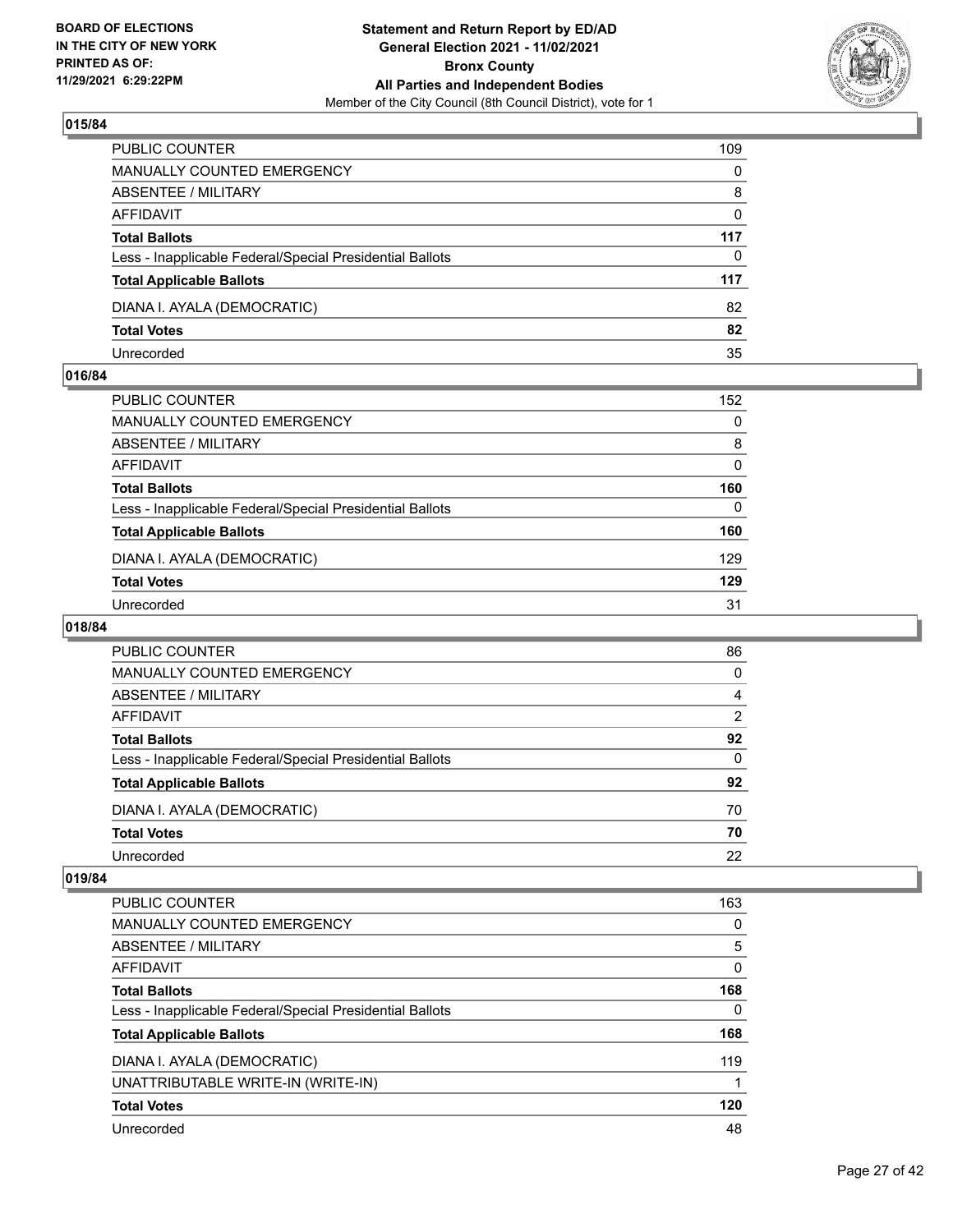## 015/84

| | |
|---|---|
| PUBLIC COUNTER | 109 |
| MANUALLY COUNTED EMERGENCY | 0 |
| ABSENTEE / MILITARY | 8 |
| AFFIDAVIT | 0 |
| **Total Ballots** | **117** |
| Less - Inapplicable Federal/Special Presidential Ballots | 0 |
| **Total Applicable Ballots** | **117** |
| DIANA I. AYALA (DEMOCRATIC) | 82 |
| **Total Votes** | **82** |
| Unrecorded | 35 |

## 016/84

| | |
|---|---|
| PUBLIC COUNTER | 152 |
| MANUALLY COUNTED EMERGENCY | 0 |
| ABSENTEE / MILITARY | 8 |
| AFFIDAVIT | 0 |
| **Total Ballots** | **160** |
| Less - Inapplicable Federal/Special Presidential Ballots | 0 |
| **Total Applicable Ballots** | **160** |
| DIANA I. AYALA (DEMOCRATIC) | 129 |
| **Total Votes** | **129** |
| Unrecorded | 31 |

## 018/84

| | |
|---|---|
| PUBLIC COUNTER | 86 |
| MANUALLY COUNTED EMERGENCY | 0 |
| ABSENTEE / MILITARY | 4 |
| AFFIDAVIT | 2 |
| **Total Ballots** | **92** |
| Less - Inapplicable Federal/Special Presidential Ballots | 0 |
| **Total Applicable Ballots** | **92** |
| DIANA I. AYALA (DEMOCRATIC) | 70 |
| **Total Votes** | **70** |
| Unrecorded | 22 |

## 019/84

| | |
|---|---|
| PUBLIC COUNTER | 163 |
| MANUALLY COUNTED EMERGENCY | 0 |
| ABSENTEE / MILITARY | 5 |
| AFFIDAVIT | 0 |
| **Total Ballots** | **168** |
| Less - Inapplicable Federal/Special Presidential Ballots | 0 |
| **Total Applicable Ballots** | **168** |
| DIANA I. AYALA (DEMOCRATIC) | 119 |
| UNATTRIBUTABLE WRITE-IN (WRITE-IN) | 1 |
| **Total Votes** | **120** |
| Unrecorded | 48 |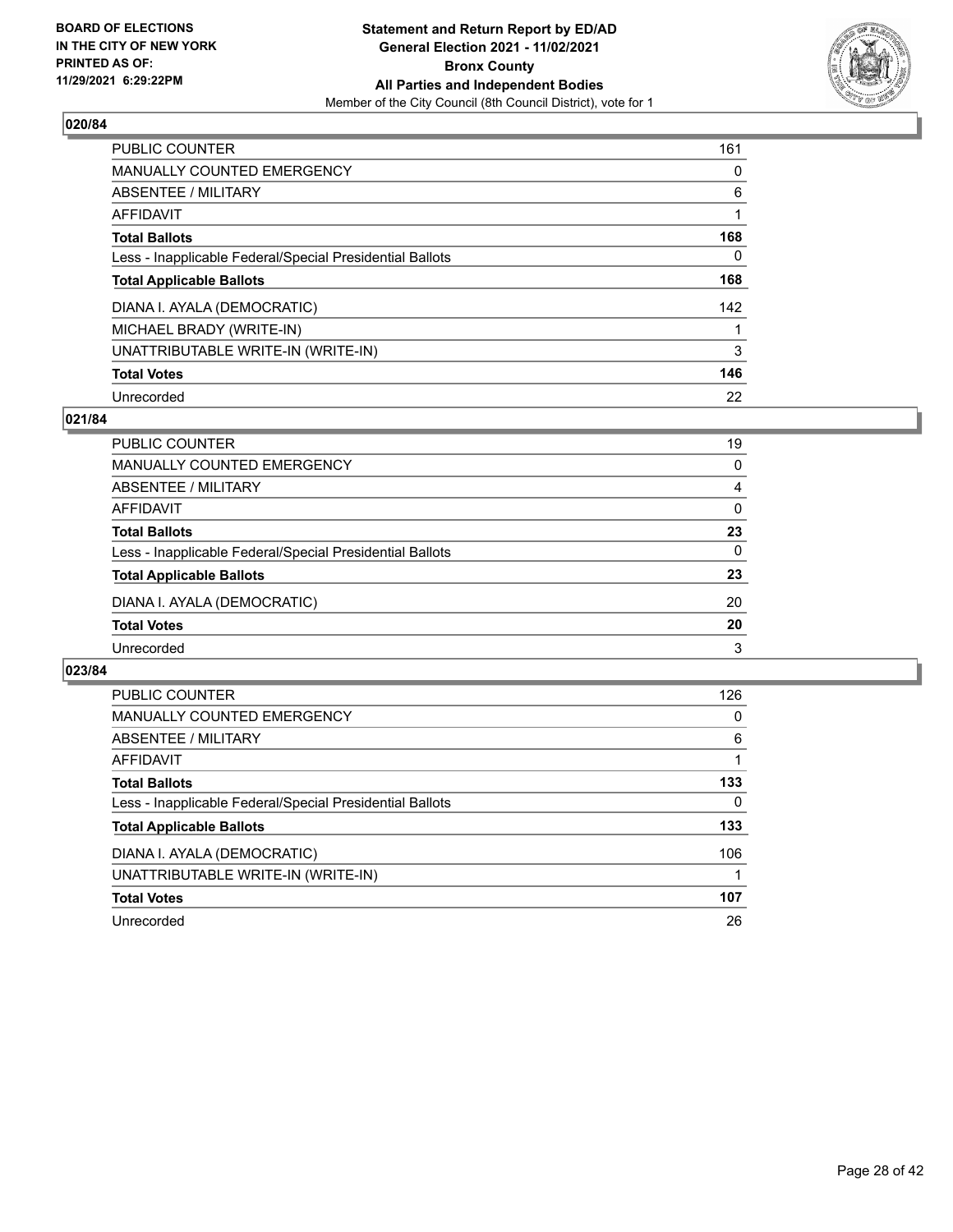**BOARD OF ELECTIONS IN THE CITY OF NEW YORK PRINTED AS OF: 11/29/2021 6:29:22PM**

**Statement and Return Report by ED/AD General Election 2021 - 11/02/2021 Bronx County All Parties and Independent Bodies**
Member of the City Council (8th Council District), vote for 1

## 020/84

| | |
|---|---|
| PUBLIC COUNTER | 161 |
| MANUALLY COUNTED EMERGENCY | 0 |
| ABSENTEE / MILITARY | 6 |
| AFFIDAVIT | 1 |
| **Total Ballots** | **168** |
| Less - Inapplicable Federal/Special Presidential Ballots | 0 |
| **Total Applicable Ballots** | **168** |
| DIANA I. AYALA (DEMOCRATIC) | 142 |
| MICHAEL BRADY (WRITE-IN) | 1 |
| UNATTRIBUTABLE WRITE-IN (WRITE-IN) | 3 |
| **Total Votes** | **146** |
| Unrecorded | 22 |

## 021/84

| | |
|---|---|
| PUBLIC COUNTER | 19 |
| MANUALLY COUNTED EMERGENCY | 0 |
| ABSENTEE / MILITARY | 4 |
| AFFIDAVIT | 0 |
| **Total Ballots** | **23** |
| Less - Inapplicable Federal/Special Presidential Ballots | 0 |
| **Total Applicable Ballots** | **23** |
| DIANA I. AYALA (DEMOCRATIC) | 20 |
| **Total Votes** | **20** |
| Unrecorded | 3 |

## 023/84

| | |
|---|---|
| PUBLIC COUNTER | 126 |
| MANUALLY COUNTED EMERGENCY | 0 |
| ABSENTEE / MILITARY | 6 |
| AFFIDAVIT | 1 |
| **Total Ballots** | **133** |
| Less - Inapplicable Federal/Special Presidential Ballots | 0 |
| **Total Applicable Ballots** | **133** |
| DIANA I. AYALA (DEMOCRATIC) | 106 |
| UNATTRIBUTABLE WRITE-IN (WRITE-IN) | 1 |
| **Total Votes** | **107** |
| Unrecorded | 26 |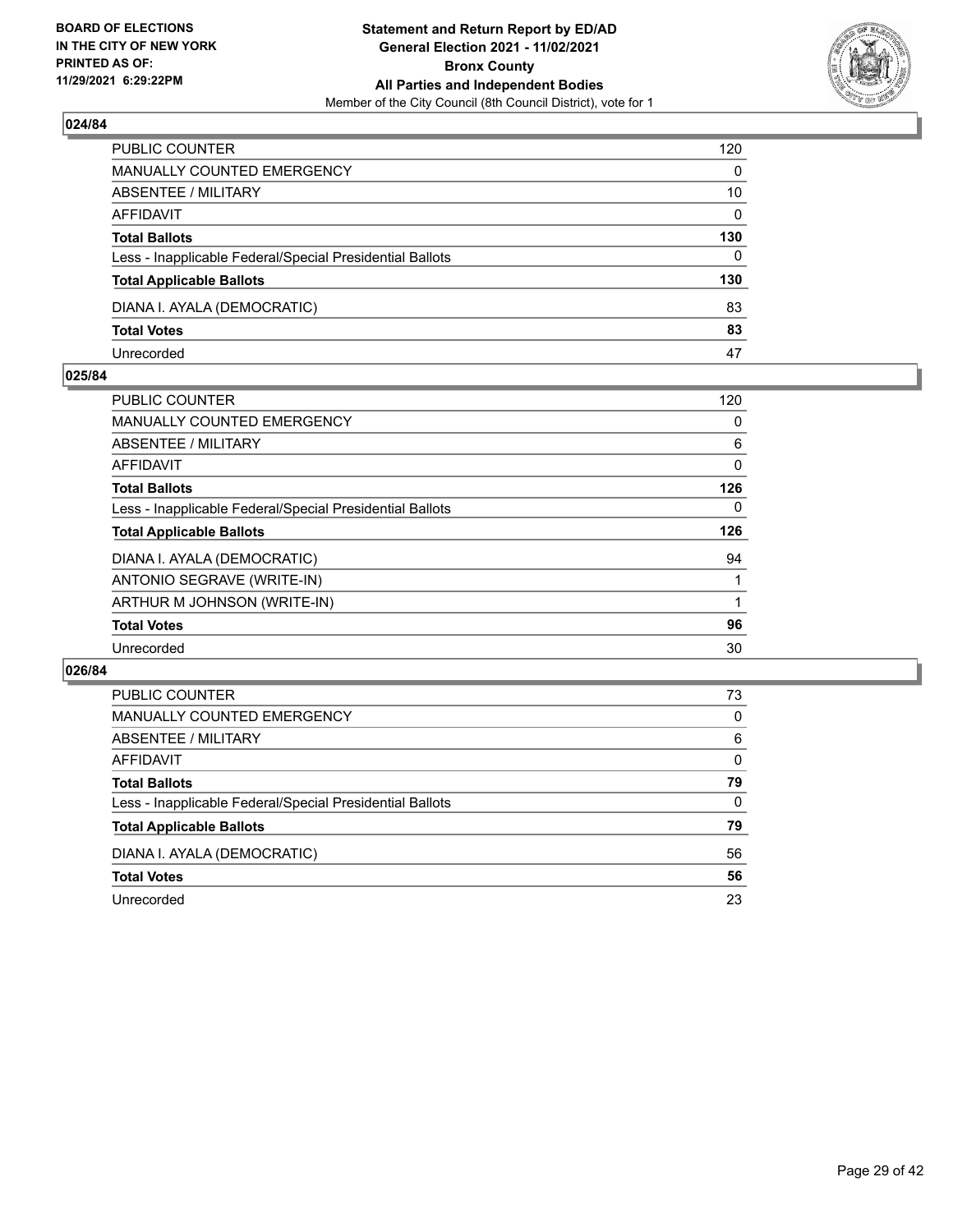## 024/84

| | |
|---|---|
| PUBLIC COUNTER | 120 |
| MANUALLY COUNTED EMERGENCY | 0 |
| ABSENTEE / MILITARY | 10 |
| AFFIDAVIT | 0 |
| **Total Ballots** | **130** |
| Less - Inapplicable Federal/Special Presidential Ballots | 0 |
| **Total Applicable Ballots** | **130** |
| DIANA I. AYALA (DEMOCRATIC) | 83 |
| **Total Votes** | **83** |
| Unrecorded | 47 |

## 025/84

| | |
|---|---|
| PUBLIC COUNTER | 120 |
| MANUALLY COUNTED EMERGENCY | 0 |
| ABSENTEE / MILITARY | 6 |
| AFFIDAVIT | 0 |
| **Total Ballots** | **126** |
| Less - Inapplicable Federal/Special Presidential Ballots | 0 |
| **Total Applicable Ballots** | **126** |
| DIANA I. AYALA (DEMOCRATIC) | 94 |
| ANTONIO SEGRAVE (WRITE-IN) | 1 |
| ARTHUR M JOHNSON (WRITE-IN) | 1 |
| **Total Votes** | **96** |
| Unrecorded | 30 |

## 026/84

| | |
|---|---|
| PUBLIC COUNTER | 73 |
| MANUALLY COUNTED EMERGENCY | 0 |
| ABSENTEE / MILITARY | 6 |
| AFFIDAVIT | 0 |
| **Total Ballots** | **79** |
| Less - Inapplicable Federal/Special Presidential Ballots | 0 |
| **Total Applicable Ballots** | **79** |
| DIANA I. AYALA (DEMOCRATIC) | 56 |
| **Total Votes** | **56** |
| Unrecorded | 23 |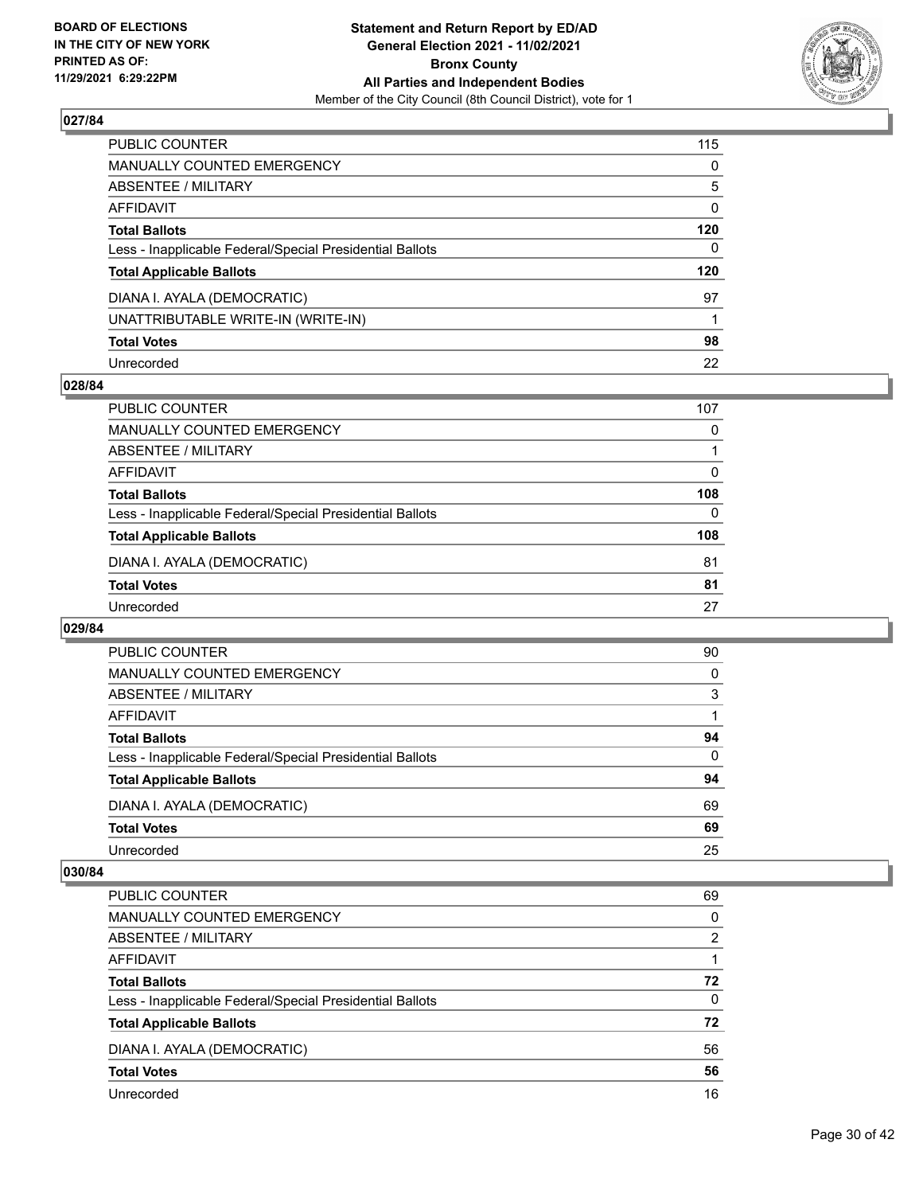## 027/84

| | |
|---|---|
| PUBLIC COUNTER | 115 |
| MANUALLY COUNTED EMERGENCY | 0 |
| ABSENTEE / MILITARY | 5 |
| AFFIDAVIT | 0 |
| **Total Ballots** | **120** |
| Less - Inapplicable Federal/Special Presidential Ballots | 0 |
| **Total Applicable Ballots** | **120** |
| DIANA I. AYALA (DEMOCRATIC) | 97 |
| UNATTRIBUTABLE WRITE-IN (WRITE-IN) | 1 |
| **Total Votes** | **98** |
| Unrecorded | 22 |

## 028/84

| | |
|---|---|
| PUBLIC COUNTER | 107 |
| MANUALLY COUNTED EMERGENCY | 0 |
| ABSENTEE / MILITARY | 1 |
| AFFIDAVIT | 0 |
| **Total Ballots** | **108** |
| Less - Inapplicable Federal/Special Presidential Ballots | 0 |
| **Total Applicable Ballots** | **108** |
| DIANA I. AYALA (DEMOCRATIC) | 81 |
| **Total Votes** | **81** |
| Unrecorded | 27 |

## 029/84

| | |
|---|---|
| PUBLIC COUNTER | 90 |
| MANUALLY COUNTED EMERGENCY | 0 |
| ABSENTEE / MILITARY | 3 |
| AFFIDAVIT | 1 |
| **Total Ballots** | **94** |
| Less - Inapplicable Federal/Special Presidential Ballots | 0 |
| **Total Applicable Ballots** | **94** |
| DIANA I. AYALA (DEMOCRATIC) | 69 |
| **Total Votes** | **69** |
| Unrecorded | 25 |

## 030/84

| | |
|---|---|
| PUBLIC COUNTER | 69 |
| MANUALLY COUNTED EMERGENCY | 0 |
| ABSENTEE / MILITARY | 2 |
| AFFIDAVIT | 1 |
| **Total Ballots** | **72** |
| Less - Inapplicable Federal/Special Presidential Ballots | 0 |
| **Total Applicable Ballots** | **72** |
| DIANA I. AYALA (DEMOCRATIC) | 56 |
| **Total Votes** | **56** |
| Unrecorded | 16 |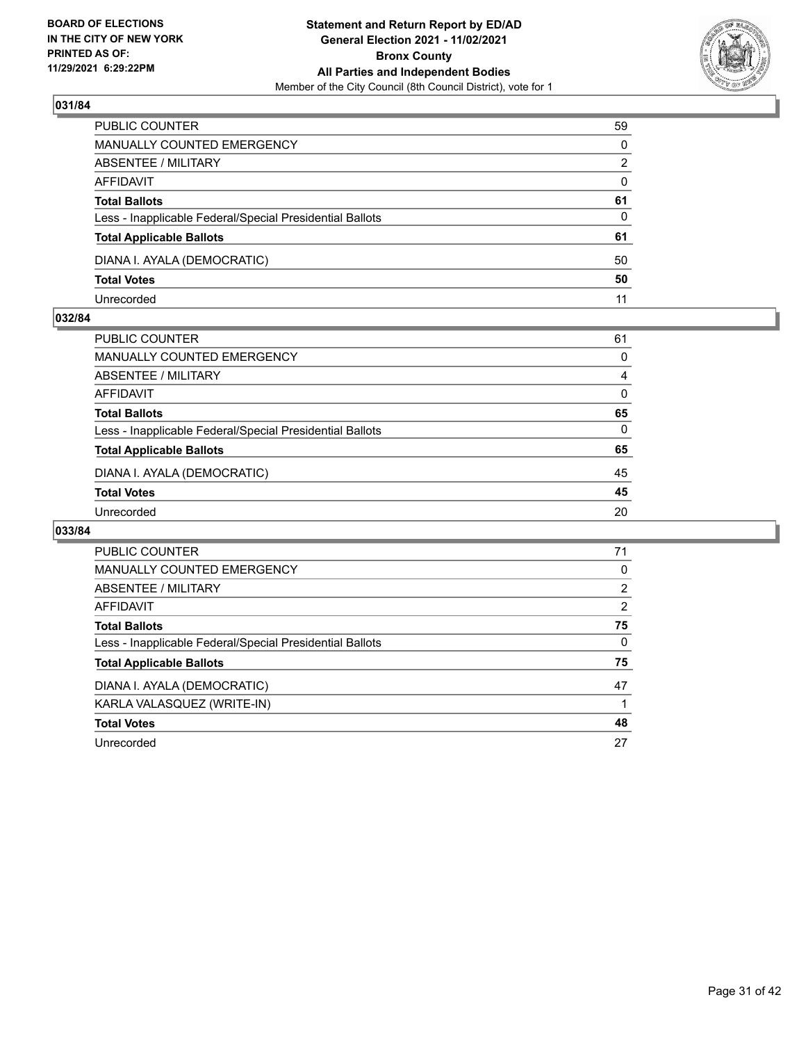**BOARD OF ELECTIONS IN THE CITY OF NEW YORK PRINTED AS OF: 11/29/2021 6:29:22PM**

**Statement and Return Report by ED/AD General Election 2021 - 11/02/2021 Bronx County All Parties and Independent Bodies**

Member of the City Council (8th Council District), vote for 1

## 031/84

| | |
|---|---|
| PUBLIC COUNTER | 59 |
| MANUALLY COUNTED EMERGENCY | 0 |
| ABSENTEE / MILITARY | 2 |
| AFFIDAVIT | 0 |
| **Total Ballots** | **61** |
| Less - Inapplicable Federal/Special Presidential Ballots | 0 |
| **Total Applicable Ballots** | **61** |
| DIANA I. AYALA (DEMOCRATIC) | 50 |
| **Total Votes** | **50** |
| Unrecorded | 11 |

## 032/84

| | |
|---|---|
| PUBLIC COUNTER | 61 |
| MANUALLY COUNTED EMERGENCY | 0 |
| ABSENTEE / MILITARY | 4 |
| AFFIDAVIT | 0 |
| **Total Ballots** | **65** |
| Less - Inapplicable Federal/Special Presidential Ballots | 0 |
| **Total Applicable Ballots** | **65** |
| DIANA I. AYALA (DEMOCRATIC) | 45 |
| **Total Votes** | **45** |
| Unrecorded | 20 |

## 033/84

| | |
|---|---|
| PUBLIC COUNTER | 71 |
| MANUALLY COUNTED EMERGENCY | 0 |
| ABSENTEE / MILITARY | 2 |
| AFFIDAVIT | 2 |
| **Total Ballots** | **75** |
| Less - Inapplicable Federal/Special Presidential Ballots | 0 |
| **Total Applicable Ballots** | **75** |
| DIANA I. AYALA (DEMOCRATIC) | 47 |
| KARLA VALASQUEZ (WRITE-IN) | 1 |
| **Total Votes** | **48** |
| Unrecorded | 27 |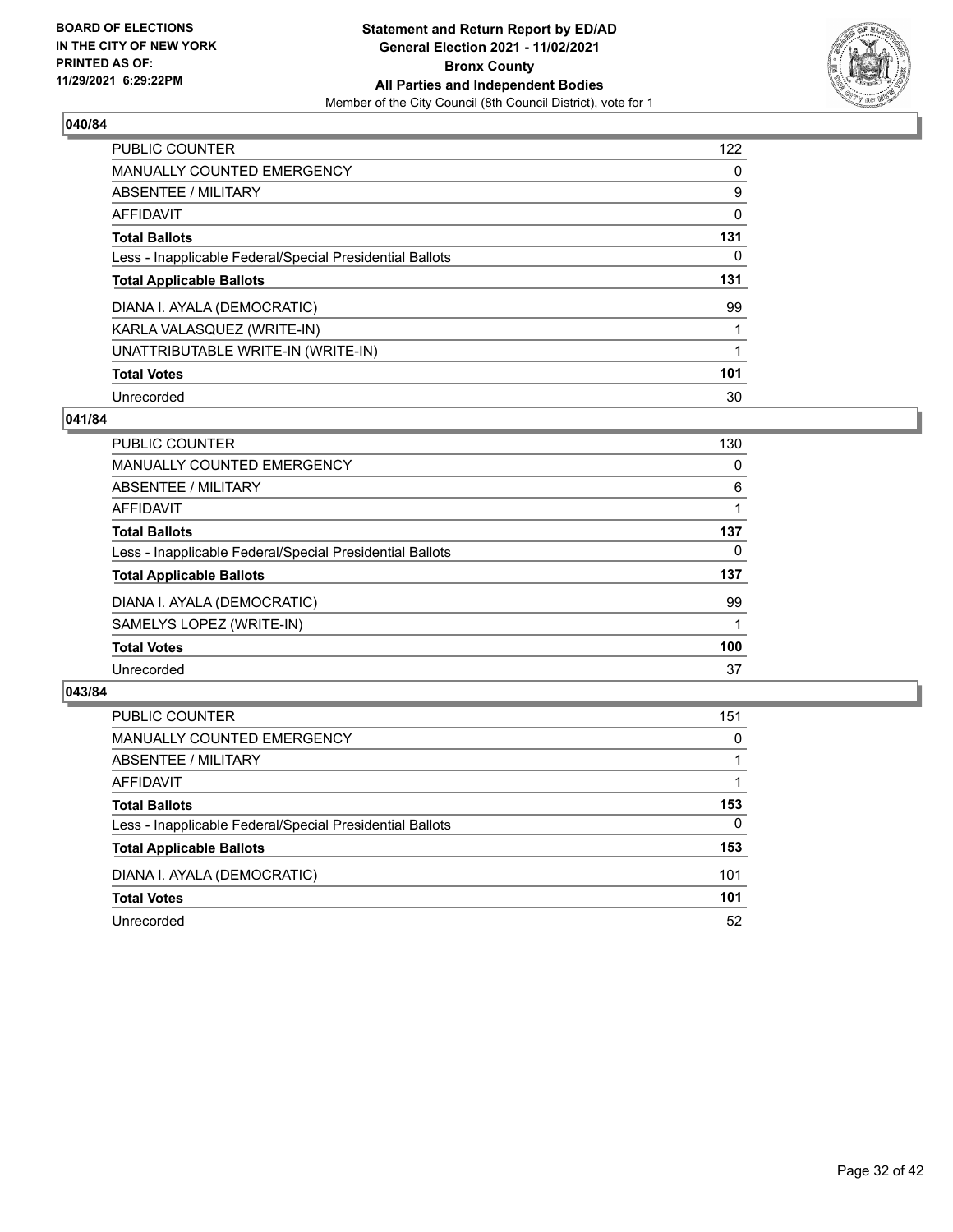**BOARD OF ELECTIONS IN THE CITY OF NEW YORK PRINTED AS OF: 11/29/2021 6:29:22PM**

**Statement and Return Report by ED/AD General Election 2021 - 11/02/2021 Bronx County All Parties and Independent Bodies**
Member of the City Council (8th Council District), vote for 1

## 040/84

| | |
|---|---|
| PUBLIC COUNTER | 122 |
| MANUALLY COUNTED EMERGENCY | 0 |
| ABSENTEE / MILITARY | 9 |
| AFFIDAVIT | 0 |
| **Total Ballots** | **131** |
| Less - Inapplicable Federal/Special Presidential Ballots | 0 |
| **Total Applicable Ballots** | **131** |
| DIANA I. AYALA (DEMOCRATIC) | 99 |
| KARLA VALASQUEZ (WRITE-IN) | 1 |
| UNATTRIBUTABLE WRITE-IN (WRITE-IN) | 1 |
| **Total Votes** | **101** |
| Unrecorded | 30 |

## 041/84

| | |
|---|---|
| PUBLIC COUNTER | 130 |
| MANUALLY COUNTED EMERGENCY | 0 |
| ABSENTEE / MILITARY | 6 |
| AFFIDAVIT | 1 |
| **Total Ballots** | **137** |
| Less - Inapplicable Federal/Special Presidential Ballots | 0 |
| **Total Applicable Ballots** | **137** |
| DIANA I. AYALA (DEMOCRATIC) | 99 |
| SAMELYS LOPEZ (WRITE-IN) | 1 |
| **Total Votes** | **100** |
| Unrecorded | 37 |

## 043/84

| | |
|---|---|
| PUBLIC COUNTER | 151 |
| MANUALLY COUNTED EMERGENCY | 0 |
| ABSENTEE / MILITARY | 1 |
| AFFIDAVIT | 1 |
| **Total Ballots** | **153** |
| Less - Inapplicable Federal/Special Presidential Ballots | 0 |
| **Total Applicable Ballots** | **153** |
| DIANA I. AYALA (DEMOCRATIC) | 101 |
| **Total Votes** | **101** |
| Unrecorded | 52 |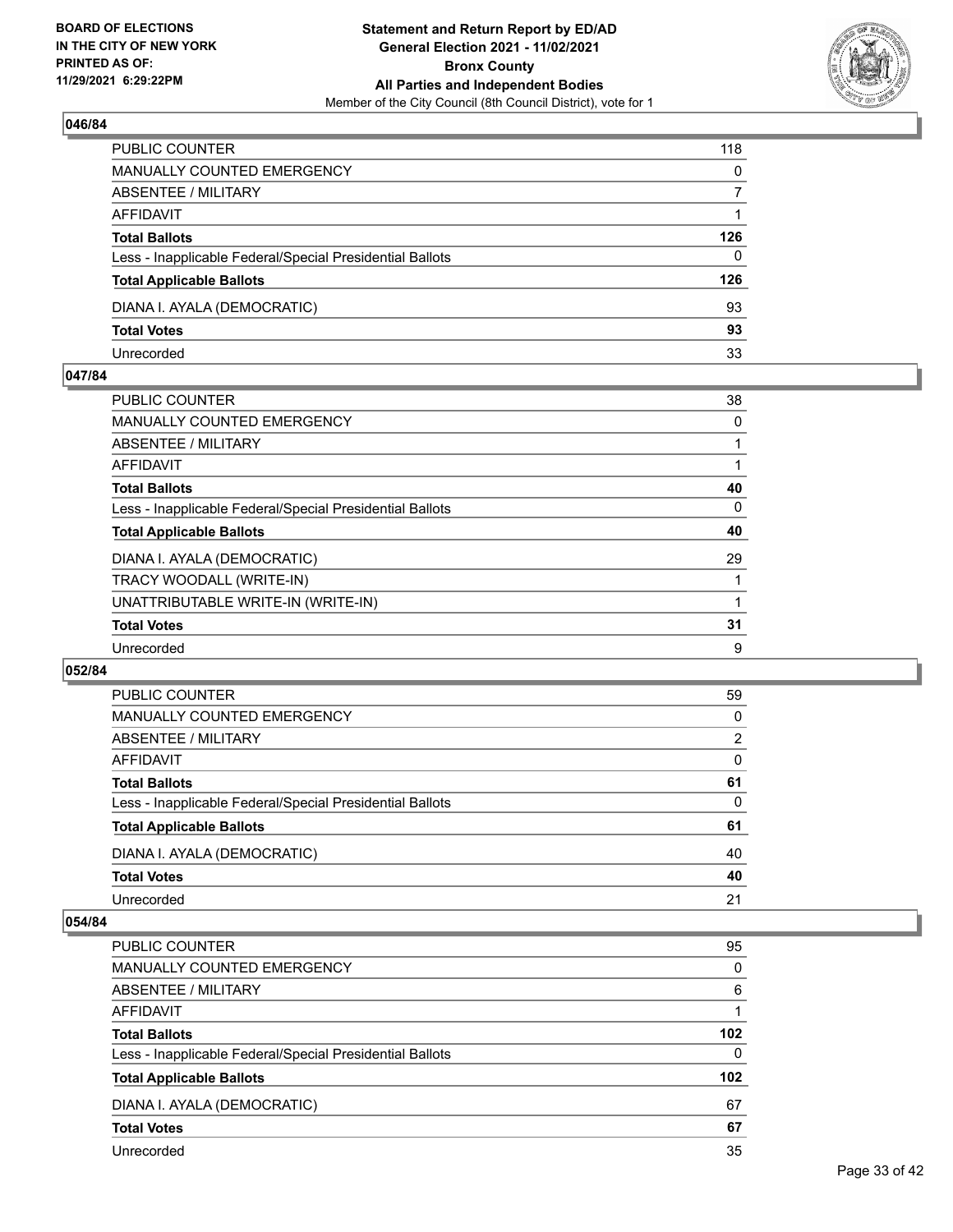### 046/84

| | |
|---|---|
| PUBLIC COUNTER | 118 |
| MANUALLY COUNTED EMERGENCY | 0 |
| ABSENTEE / MILITARY | 7 |
| AFFIDAVIT | 1 |
| **Total Ballots** | **126** |
| Less - Inapplicable Federal/Special Presidential Ballots | 0 |
| **Total Applicable Ballots** | **126** |
| DIANA I. AYALA (DEMOCRATIC) | 93 |
| **Total Votes** | **93** |
| Unrecorded | 33 |

### 047/84

| | |
|---|---|
| PUBLIC COUNTER | 38 |
| MANUALLY COUNTED EMERGENCY | 0 |
| ABSENTEE / MILITARY | 1 |
| AFFIDAVIT | 1 |
| **Total Ballots** | **40** |
| Less - Inapplicable Federal/Special Presidential Ballots | 0 |
| **Total Applicable Ballots** | **40** |
| DIANA I. AYALA (DEMOCRATIC) | 29 |
| TRACY WOODALL (WRITE-IN) | 1 |
| UNATTRIBUTABLE WRITE-IN (WRITE-IN) | 1 |
| **Total Votes** | **31** |
| Unrecorded | 9 |

### 052/84

| | |
|---|---|
| PUBLIC COUNTER | 59 |
| MANUALLY COUNTED EMERGENCY | 0 |
| ABSENTEE / MILITARY | 2 |
| AFFIDAVIT | 0 |
| **Total Ballots** | **61** |
| Less - Inapplicable Federal/Special Presidential Ballots | 0 |
| **Total Applicable Ballots** | **61** |
| DIANA I. AYALA (DEMOCRATIC) | 40 |
| **Total Votes** | **40** |
| Unrecorded | 21 |

### 054/84

| | |
|---|---|
| PUBLIC COUNTER | 95 |
| MANUALLY COUNTED EMERGENCY | 0 |
| ABSENTEE / MILITARY | 6 |
| AFFIDAVIT | 1 |
| **Total Ballots** | **102** |
| Less - Inapplicable Federal/Special Presidential Ballots | 0 |
| **Total Applicable Ballots** | **102** |
| DIANA I. AYALA (DEMOCRATIC) | 67 |
| **Total Votes** | **67** |
| Unrecorded | 35 |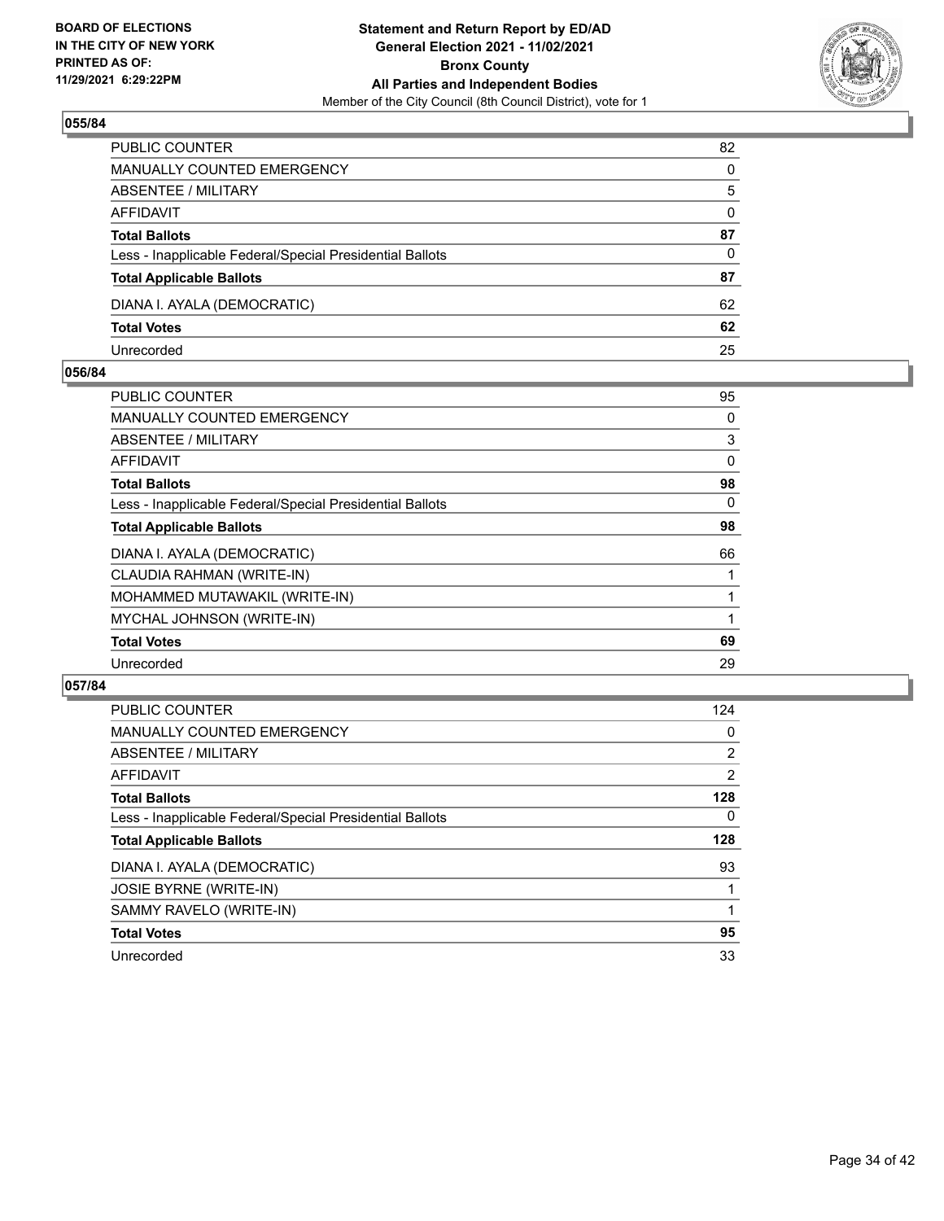## 055/84

| | |
|---|---|
| PUBLIC COUNTER | 82 |
| MANUALLY COUNTED EMERGENCY | 0 |
| ABSENTEE / MILITARY | 5 |
| AFFIDAVIT | 0 |
| **Total Ballots** | **87** |
| Less - Inapplicable Federal/Special Presidential Ballots | 0 |
| **Total Applicable Ballots** | **87** |
| DIANA I. AYALA (DEMOCRATIC) | 62 |
| **Total Votes** | **62** |
| Unrecorded | 25 |

## 056/84

| | |
|---|---|
| PUBLIC COUNTER | 95 |
| MANUALLY COUNTED EMERGENCY | 0 |
| ABSENTEE / MILITARY | 3 |
| AFFIDAVIT | 0 |
| **Total Ballots** | **98** |
| Less - Inapplicable Federal/Special Presidential Ballots | 0 |
| **Total Applicable Ballots** | **98** |
| DIANA I. AYALA (DEMOCRATIC) | 66 |
| CLAUDIA RAHMAN (WRITE-IN) | 1 |
| MOHAMMED MUTAWAKIL (WRITE-IN) | 1 |
| MYCHAL JOHNSON (WRITE-IN) | 1 |
| **Total Votes** | **69** |
| Unrecorded | 29 |

## 057/84

| | |
|---|---|
| PUBLIC COUNTER | 124 |
| MANUALLY COUNTED EMERGENCY | 0 |
| ABSENTEE / MILITARY | 2 |
| AFFIDAVIT | 2 |
| **Total Ballots** | **128** |
| Less - Inapplicable Federal/Special Presidential Ballots | 0 |
| **Total Applicable Ballots** | **128** |
| DIANA I. AYALA (DEMOCRATIC) | 93 |
| JOSIE BYRNE (WRITE-IN) | 1 |
| SAMMY RAVELO (WRITE-IN) | 1 |
| **Total Votes** | **95** |
| Unrecorded | 33 |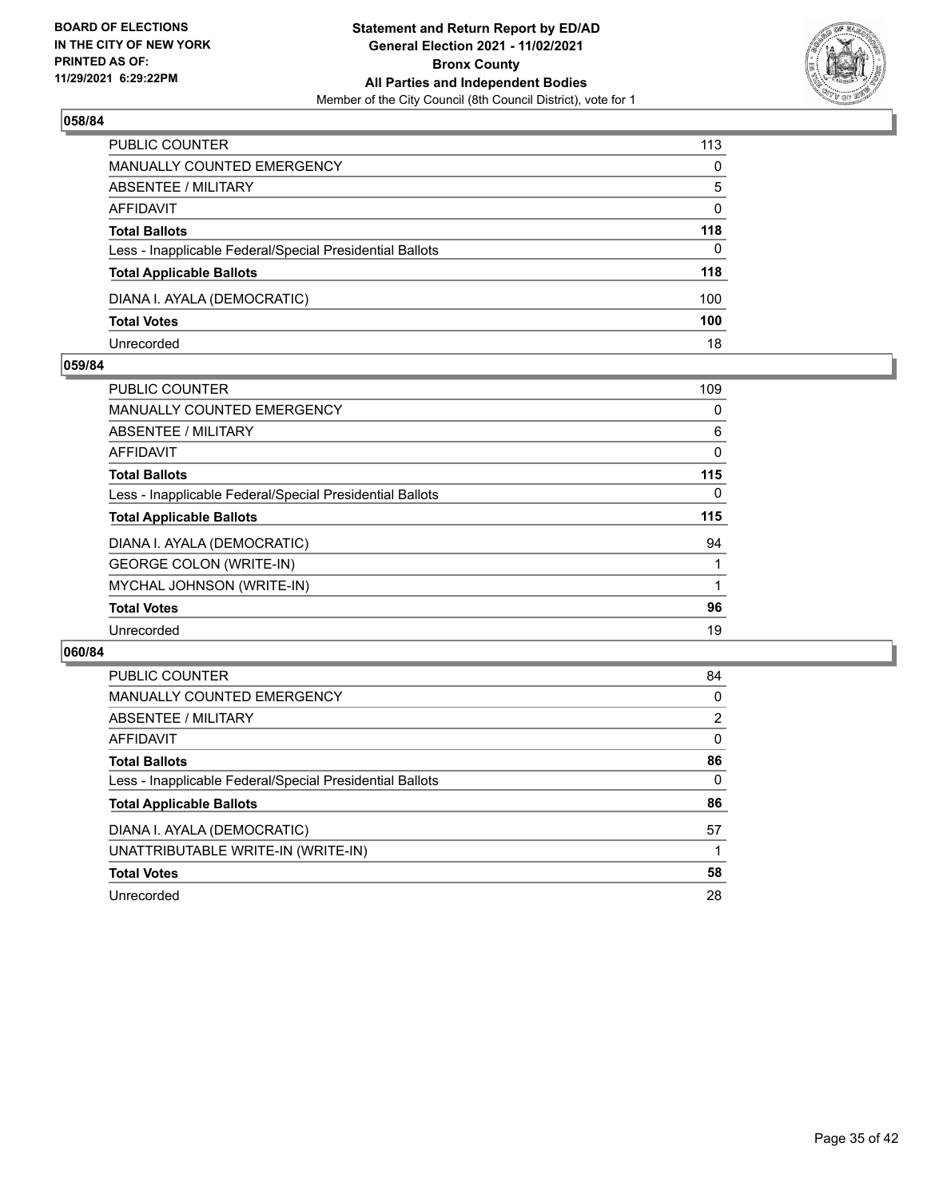**BOARD OF ELECTIONS IN THE CITY OF NEW YORK PRINTED AS OF: 11/29/2021 6:29:22PM**

**Statement and Return Report by ED/AD General Election 2021 - 11/02/2021 Bronx County All Parties and Independent Bodies**

Member of the City Council (8th Council District), vote for 1

### 058/84

| | |
|---|---|
| PUBLIC COUNTER | 113 |
| MANUALLY COUNTED EMERGENCY | 0 |
| ABSENTEE / MILITARY | 5 |
| AFFIDAVIT | 0 |
| **Total Ballots** | **118** |
| Less - Inapplicable Federal/Special Presidential Ballots | 0 |
| **Total Applicable Ballots** | **118** |
| DIANA I. AYALA (DEMOCRATIC) | 100 |
| **Total Votes** | **100** |
| Unrecorded | 18 |

### 059/84

| | |
|---|---|
| PUBLIC COUNTER | 109 |
| MANUALLY COUNTED EMERGENCY | 0 |
| ABSENTEE / MILITARY | 6 |
| AFFIDAVIT | 0 |
| **Total Ballots** | **115** |
| Less - Inapplicable Federal/Special Presidential Ballots | 0 |
| **Total Applicable Ballots** | **115** |
| DIANA I. AYALA (DEMOCRATIC) | 94 |
| GEORGE COLON (WRITE-IN) | 1 |
| MYCHAL JOHNSON (WRITE-IN) | 1 |
| **Total Votes** | **96** |
| Unrecorded | 19 |

### 060/84

| | |
|---|---|
| PUBLIC COUNTER | 84 |
| MANUALLY COUNTED EMERGENCY | 0 |
| ABSENTEE / MILITARY | 2 |
| AFFIDAVIT | 0 |
| **Total Ballots** | **86** |
| Less - Inapplicable Federal/Special Presidential Ballots | 0 |
| **Total Applicable Ballots** | **86** |
| DIANA I. AYALA (DEMOCRATIC) | 57 |
| UNATTRIBUTABLE WRITE-IN (WRITE-IN) | 1 |
| **Total Votes** | **58** |
| Unrecorded | 28 |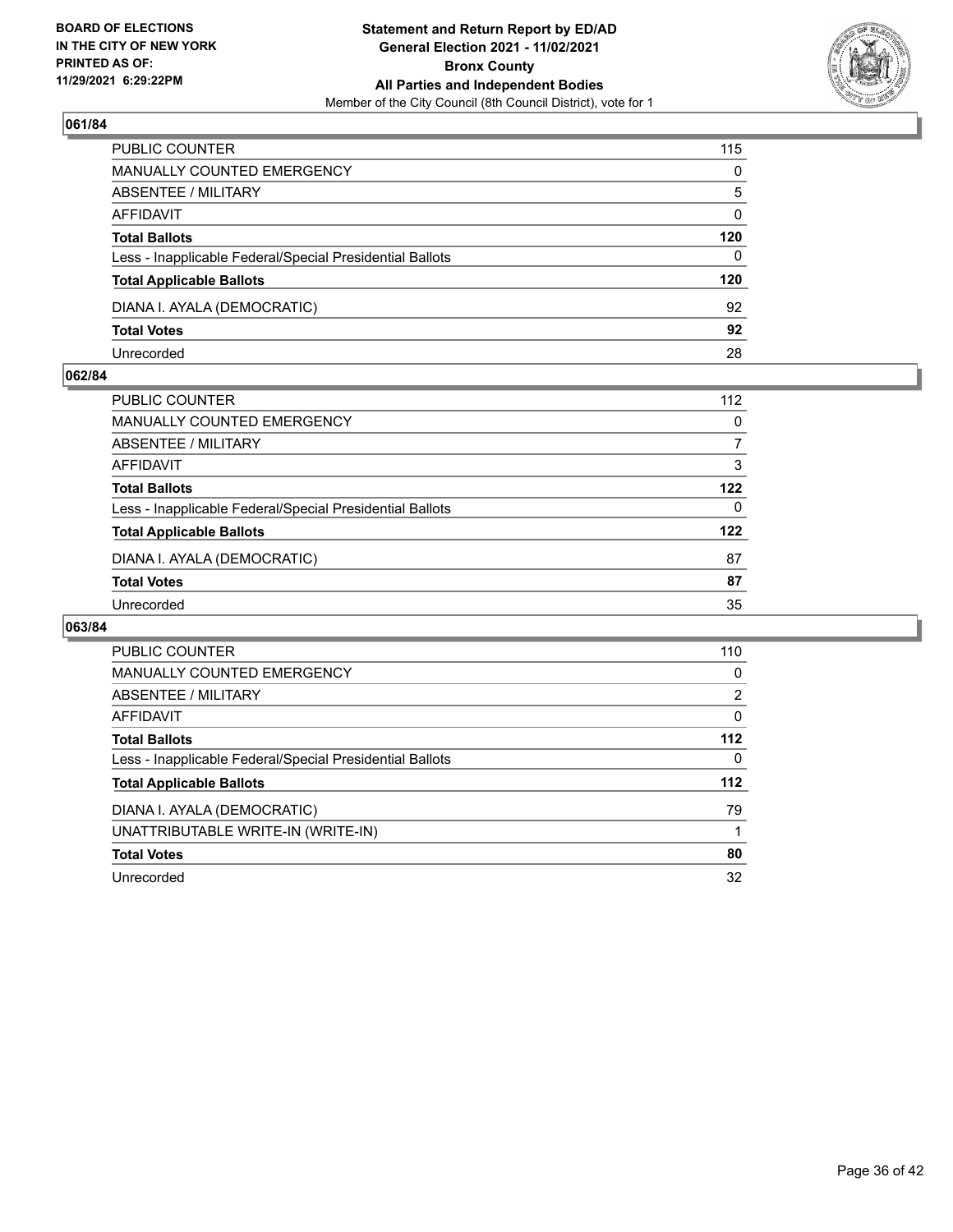## 061/84

| | |
|---|---|
| PUBLIC COUNTER | 115 |
| MANUALLY COUNTED EMERGENCY | 0 |
| ABSENTEE / MILITARY | 5 |
| AFFIDAVIT | 0 |
| **Total Ballots** | **120** |
| Less - Inapplicable Federal/Special Presidential Ballots | 0 |
| **Total Applicable Ballots** | **120** |
| DIANA I. AYALA (DEMOCRATIC) | 92 |
| **Total Votes** | **92** |
| Unrecorded | 28 |

## 062/84

| | |
|---|---|
| PUBLIC COUNTER | 112 |
| MANUALLY COUNTED EMERGENCY | 0 |
| ABSENTEE / MILITARY | 7 |
| AFFIDAVIT | 3 |
| **Total Ballots** | **122** |
| Less - Inapplicable Federal/Special Presidential Ballots | 0 |
| **Total Applicable Ballots** | **122** |
| DIANA I. AYALA (DEMOCRATIC) | 87 |
| **Total Votes** | **87** |
| Unrecorded | 35 |

## 063/84

| | |
|---|---|
| PUBLIC COUNTER | 110 |
| MANUALLY COUNTED EMERGENCY | 0 |
| ABSENTEE / MILITARY | 2 |
| AFFIDAVIT | 0 |
| **Total Ballots** | **112** |
| Less - Inapplicable Federal/Special Presidential Ballots | 0 |
| **Total Applicable Ballots** | **112** |
| DIANA I. AYALA (DEMOCRATIC) | 79 |
| UNATTRIBUTABLE WRITE-IN (WRITE-IN) | 1 |
| **Total Votes** | **80** |
| Unrecorded | 32 |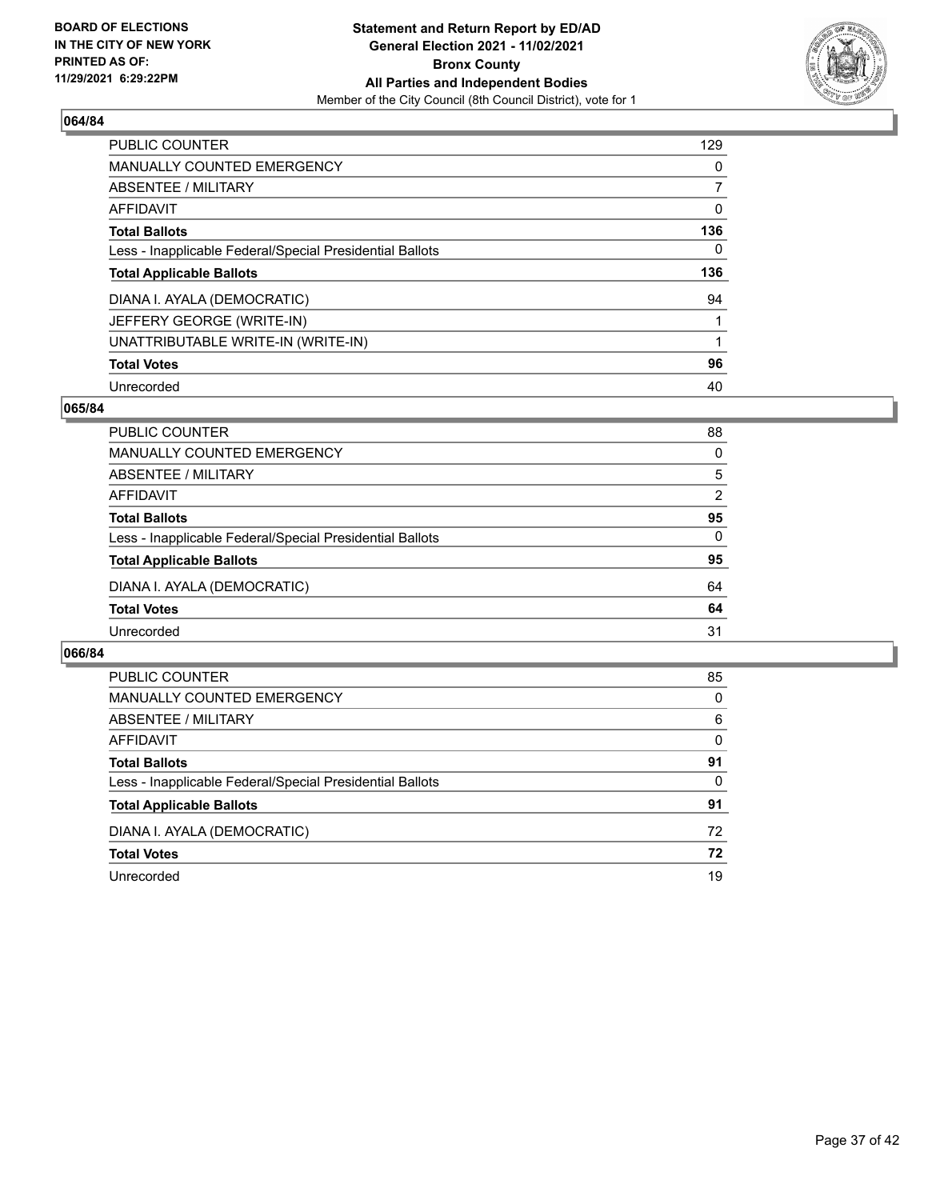**BOARD OF ELECTIONS IN THE CITY OF NEW YORK PRINTED AS OF: 11/29/2021 6:29:22PM**

**Statement and Return Report by ED/AD General Election 2021 - 11/02/2021 Bronx County All Parties and Independent Bodies**

Member of the City Council (8th Council District), vote for 1

## 064/84

| | |
|---|---|
| PUBLIC COUNTER | 129 |
| MANUALLY COUNTED EMERGENCY | 0 |
| ABSENTEE / MILITARY | 7 |
| AFFIDAVIT | 0 |
| **Total Ballots** | **136** |
| Less - Inapplicable Federal/Special Presidential Ballots | 0 |
| **Total Applicable Ballots** | **136** |
| DIANA I. AYALA (DEMOCRATIC) | 94 |
| JEFFERY GEORGE (WRITE-IN) | 1 |
| UNATTRIBUTABLE WRITE-IN (WRITE-IN) | 1 |
| **Total Votes** | **96** |
| Unrecorded | 40 |

## 065/84

| | |
|---|---|
| PUBLIC COUNTER | 88 |
| MANUALLY COUNTED EMERGENCY | 0 |
| ABSENTEE / MILITARY | 5 |
| AFFIDAVIT | 2 |
| **Total Ballots** | **95** |
| Less - Inapplicable Federal/Special Presidential Ballots | 0 |
| **Total Applicable Ballots** | **95** |
| DIANA I. AYALA (DEMOCRATIC) | 64 |
| **Total Votes** | **64** |
| Unrecorded | 31 |

## 066/84

| | |
|---|---|
| PUBLIC COUNTER | 85 |
| MANUALLY COUNTED EMERGENCY | 0 |
| ABSENTEE / MILITARY | 6 |
| AFFIDAVIT | 0 |
| **Total Ballots** | **91** |
| Less - Inapplicable Federal/Special Presidential Ballots | 0 |
| **Total Applicable Ballots** | **91** |
| DIANA I. AYALA (DEMOCRATIC) | 72 |
| **Total Votes** | **72** |
| Unrecorded | 19 |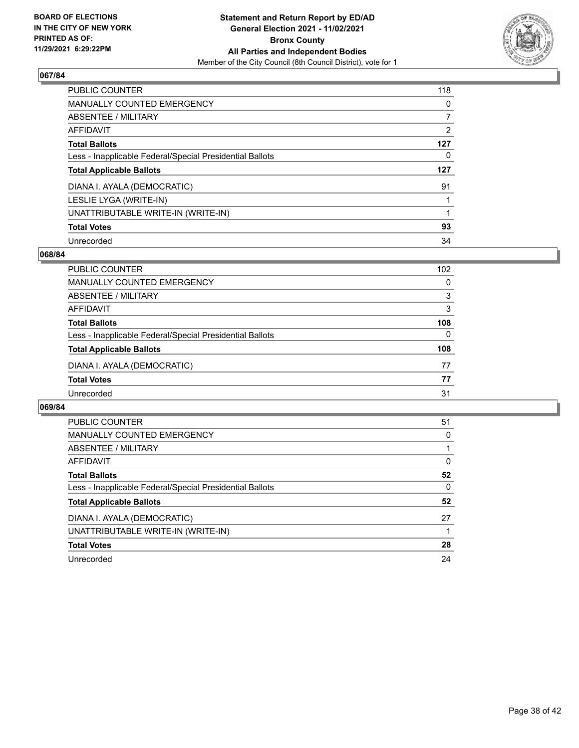**BOARD OF ELECTIONS IN THE CITY OF NEW YORK PRINTED AS OF: 11/29/2021 6:29:22PM**

**Statement and Return Report by ED/AD General Election 2021 - 11/02/2021 Bronx County All Parties and Independent Bodies**

Member of the City Council (8th Council District), vote for 1

## 067/84

| | |
|---|---|
| PUBLIC COUNTER | 118 |
| MANUALLY COUNTED EMERGENCY | 0 |
| ABSENTEE / MILITARY | 7 |
| AFFIDAVIT | 2 |
| **Total Ballots** | **127** |
| Less - Inapplicable Federal/Special Presidential Ballots | 0 |
| **Total Applicable Ballots** | **127** |
| DIANA I. AYALA (DEMOCRATIC) | 91 |
| LESLIE LYGA (WRITE-IN) | 1 |
| UNATTRIBUTABLE WRITE-IN (WRITE-IN) | 1 |
| **Total Votes** | **93** |
| Unrecorded | 34 |

## 068/84

| | |
|---|---|
| PUBLIC COUNTER | 102 |
| MANUALLY COUNTED EMERGENCY | 0 |
| ABSENTEE / MILITARY | 3 |
| AFFIDAVIT | 3 |
| **Total Ballots** | **108** |
| Less - Inapplicable Federal/Special Presidential Ballots | 0 |
| **Total Applicable Ballots** | **108** |
| DIANA I. AYALA (DEMOCRATIC) | 77 |
| **Total Votes** | **77** |
| Unrecorded | 31 |

## 069/84

| | |
|---|---|
| PUBLIC COUNTER | 51 |
| MANUALLY COUNTED EMERGENCY | 0 |
| ABSENTEE / MILITARY | 1 |
| AFFIDAVIT | 0 |
| **Total Ballots** | **52** |
| Less - Inapplicable Federal/Special Presidential Ballots | 0 |
| **Total Applicable Ballots** | **52** |
| DIANA I. AYALA (DEMOCRATIC) | 27 |
| UNATTRIBUTABLE WRITE-IN (WRITE-IN) | 1 |
| **Total Votes** | **28** |
| Unrecorded | 24 |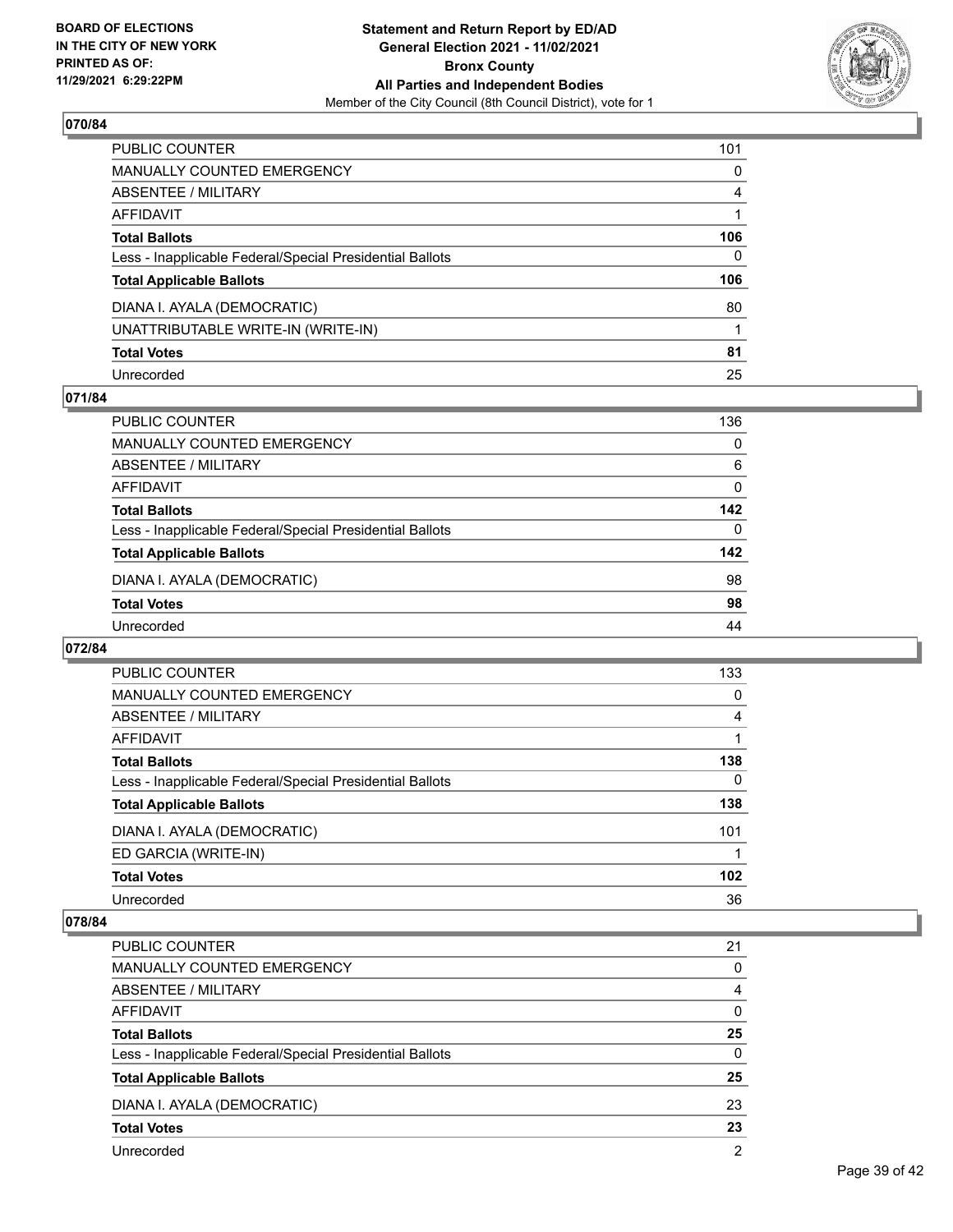## 070/84

| | |
|---|---|
| PUBLIC COUNTER | 101 |
| MANUALLY COUNTED EMERGENCY | 0 |
| ABSENTEE / MILITARY | 4 |
| AFFIDAVIT | 1 |
| **Total Ballots** | **106** |
| Less - Inapplicable Federal/Special Presidential Ballots | 0 |
| **Total Applicable Ballots** | **106** |
| DIANA I. AYALA (DEMOCRATIC) | 80 |
| UNATTRIBUTABLE WRITE-IN (WRITE-IN) | 1 |
| **Total Votes** | **81** |
| Unrecorded | 25 |

## 071/84

| | |
|---|---|
| PUBLIC COUNTER | 136 |
| MANUALLY COUNTED EMERGENCY | 0 |
| ABSENTEE / MILITARY | 6 |
| AFFIDAVIT | 0 |
| **Total Ballots** | **142** |
| Less - Inapplicable Federal/Special Presidential Ballots | 0 |
| **Total Applicable Ballots** | **142** |
| DIANA I. AYALA (DEMOCRATIC) | 98 |
| **Total Votes** | **98** |
| Unrecorded | 44 |

## 072/84

| | |
|---|---|
| PUBLIC COUNTER | 133 |
| MANUALLY COUNTED EMERGENCY | 0 |
| ABSENTEE / MILITARY | 4 |
| AFFIDAVIT | 1 |
| **Total Ballots** | **138** |
| Less - Inapplicable Federal/Special Presidential Ballots | 0 |
| **Total Applicable Ballots** | **138** |
| DIANA I. AYALA (DEMOCRATIC) | 101 |
| ED GARCIA (WRITE-IN) | 1 |
| **Total Votes** | **102** |
| Unrecorded | 36 |

## 078/84

| | |
|---|---|
| PUBLIC COUNTER | 21 |
| MANUALLY COUNTED EMERGENCY | 0 |
| ABSENTEE / MILITARY | 4 |
| AFFIDAVIT | 0 |
| **Total Ballots** | **25** |
| Less - Inapplicable Federal/Special Presidential Ballots | 0 |
| **Total Applicable Ballots** | **25** |
| DIANA I. AYALA (DEMOCRATIC) | 23 |
| **Total Votes** | **23** |
| Unrecorded | 2 |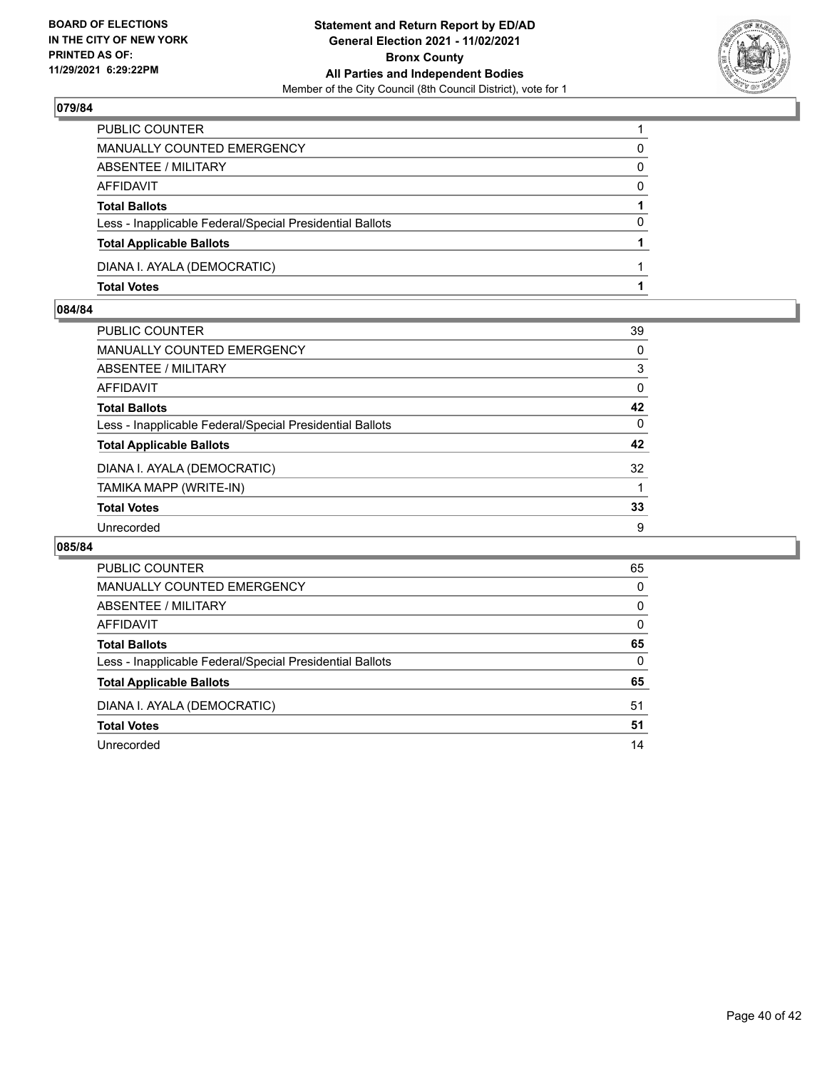**BOARD OF ELECTIONS IN THE CITY OF NEW YORK PRINTED AS OF: 11/29/2021 6:29:22PM**

**Statement and Return Report by ED/AD General Election 2021 - 11/02/2021 Bronx County All Parties and Independent Bodies**
Member of the City Council (8th Council District), vote for 1

### 079/84

| | |
|---|---|
| PUBLIC COUNTER | 1 |
| MANUALLY COUNTED EMERGENCY | 0 |
| ABSENTEE / MILITARY | 0 |
| AFFIDAVIT | 0 |
| **Total Ballots** | **1** |
| Less - Inapplicable Federal/Special Presidential Ballots | 0 |
| **Total Applicable Ballots** | **1** |
| DIANA I. AYALA (DEMOCRATIC) | 1 |
| **Total Votes** | **1** |

### 084/84

| | |
|---|---|
| PUBLIC COUNTER | 39 |
| MANUALLY COUNTED EMERGENCY | 0 |
| ABSENTEE / MILITARY | 3 |
| AFFIDAVIT | 0 |
| **Total Ballots** | **42** |
| Less - Inapplicable Federal/Special Presidential Ballots | 0 |
| **Total Applicable Ballots** | **42** |
| DIANA I. AYALA (DEMOCRATIC) | 32 |
| TAMIKA MAPP (WRITE-IN) | 1 |
| **Total Votes** | **33** |
| Unrecorded | 9 |

### 085/84

| | |
|---|---|
| PUBLIC COUNTER | 65 |
| MANUALLY COUNTED EMERGENCY | 0 |
| ABSENTEE / MILITARY | 0 |
| AFFIDAVIT | 0 |
| **Total Ballots** | **65** |
| Less - Inapplicable Federal/Special Presidential Ballots | 0 |
| **Total Applicable Ballots** | **65** |
| DIANA I. AYALA (DEMOCRATIC) | 51 |
| **Total Votes** | **51** |
| Unrecorded | 14 |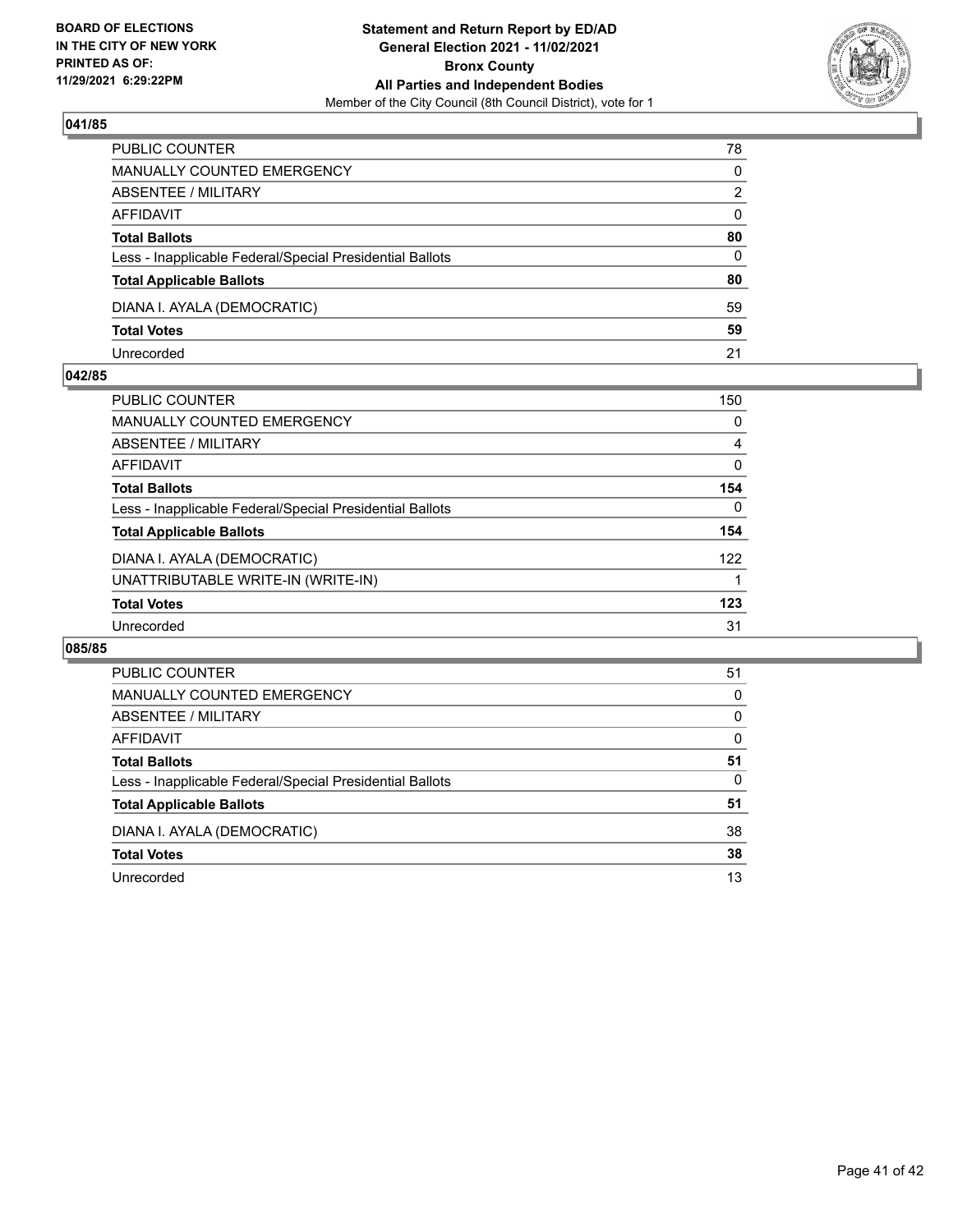### 041/85

| | |
|---|---|
| PUBLIC COUNTER | 78 |
| MANUALLY COUNTED EMERGENCY | 0 |
| ABSENTEE / MILITARY | 2 |
| AFFIDAVIT | 0 |
| **Total Ballots** | **80** |
| Less - Inapplicable Federal/Special Presidential Ballots | 0 |
| **Total Applicable Ballots** | **80** |
| DIANA I. AYALA (DEMOCRATIC) | 59 |
| **Total Votes** | **59** |
| Unrecorded | 21 |

### 042/85

| | |
|---|---|
| PUBLIC COUNTER | 150 |
| MANUALLY COUNTED EMERGENCY | 0 |
| ABSENTEE / MILITARY | 4 |
| AFFIDAVIT | 0 |
| **Total Ballots** | **154** |
| Less - Inapplicable Federal/Special Presidential Ballots | 0 |
| **Total Applicable Ballots** | **154** |
| DIANA I. AYALA (DEMOCRATIC) | 122 |
| UNATTRIBUTABLE WRITE-IN (WRITE-IN) | 1 |
| **Total Votes** | **123** |
| Unrecorded | 31 |

### 085/85

| | |
|---|---|
| PUBLIC COUNTER | 51 |
| MANUALLY COUNTED EMERGENCY | 0 |
| ABSENTEE / MILITARY | 0 |
| AFFIDAVIT | 0 |
| **Total Ballots** | **51** |
| Less - Inapplicable Federal/Special Presidential Ballots | 0 |
| **Total Applicable Ballots** | **51** |
| DIANA I. AYALA (DEMOCRATIC) | 38 |
| **Total Votes** | **38** |
| Unrecorded | 13 |